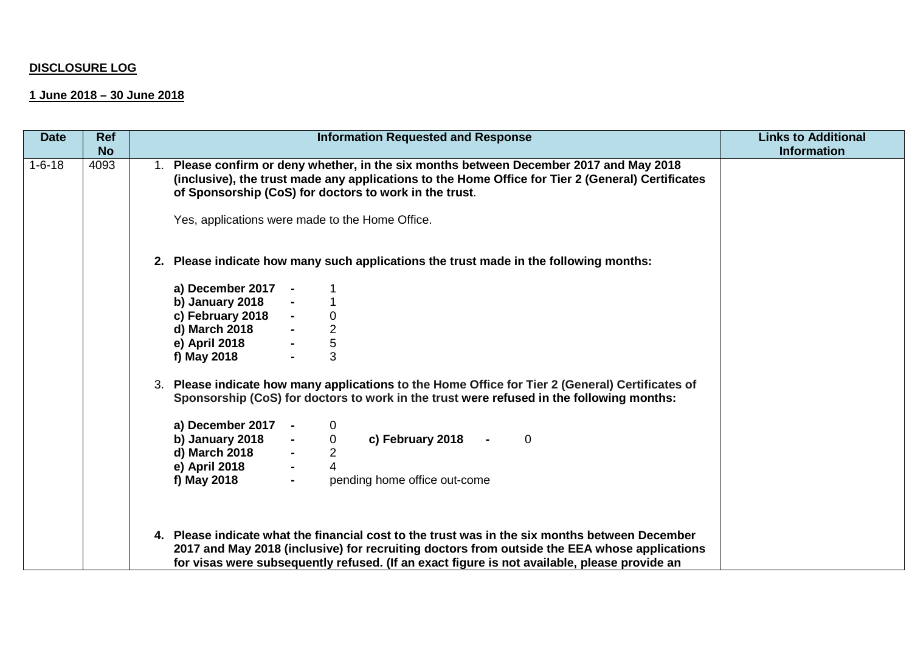**DISCLOSURE LOG**

**1 June 2018 – 30 June 2018**

| Date | Ref No | Information Requested and Response | Links to Additional Information |
|---|---|---|---|
| 1-6-18 | 4093 | 1. **Please confirm or deny whether, in the six months between December 2017 and May 2018 (inclusive), the trust made any applications to the Home Office for Tier 2 (General) Certificates of Sponsorship (CoS) for doctors to work in the trust**.<br><br>Yes, applications were made to the Home Office.<br><br>2. **Please indicate how many such applications the trust made in the following months:**<br><br>**a) December 2017** - 1<br>**b) January 2018** - 1<br>**c) February 2018** - 0<br>**d) March 2018** - 2<br>**e) April 2018** - 5<br>**f) May 2018** - 3<br><br>3. **Please indicate how many applications to the Home Office for Tier 2 (General) Certificates of Sponsorship (CoS) for doctors to work in the trust were refused in the following months:**<br><br>**a) December 2017** - 0<br>**b) January 2018** - 0 **c) February 2018** - 0<br>**d) March 2018** - 2<br>**e) April 2018** - 4<br>**f) May 2018** - pending home office out-come<br><br>4. **Please indicate what the financial cost to the trust was in the six months between December 2017 and May 2018 (inclusive) for recruiting doctors from outside the EEA whose applications for visas were subsequently refused. (If an exact figure is not available, please provide an** | |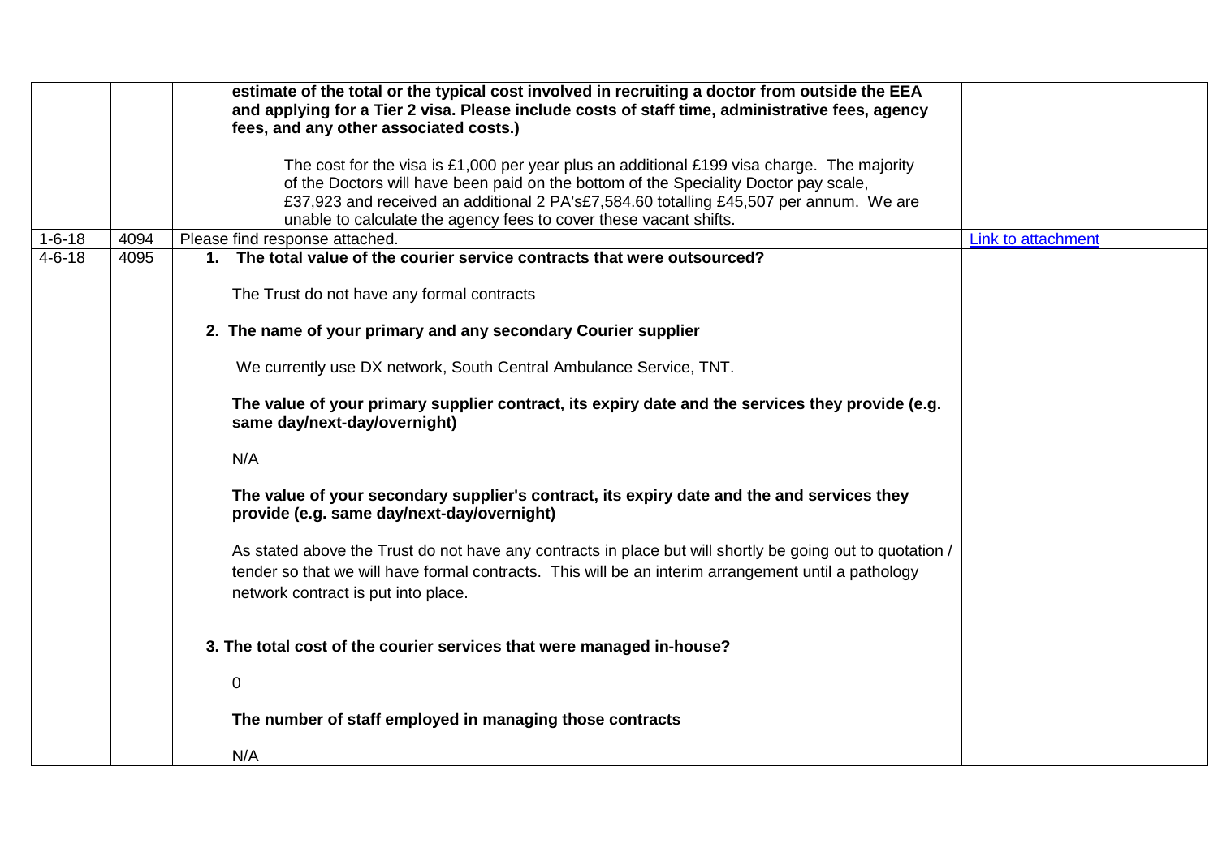| | | | |
|---|---|---|---|
| | | **estimate of the total or the typical cost involved in recruiting a doctor from outside the EEA and applying for a Tier 2 visa. Please include costs of staff time, administrative fees, agency fees, and any other associated costs.)**<br><br>The cost for the visa is £1,000 per year plus an additional £199 visa charge. The majority of the Doctors will have been paid on the bottom of the Speciality Doctor pay scale, £37,923 and received an additional 2 PA's£7,584.60 totalling £45,507 per annum. We are unable to calculate the agency fees to cover these vacant shifts. | |
| 1-6-18 | 4094 | Please find response attached. | Link to attachment |
| 4-6-18 | 4095 | **1. The total value of the courier service contracts that were outsourced?**<br><br>The Trust do not have any formal contracts<br><br>**2. The name of your primary and any secondary Courier supplier**<br><br>We currently use DX network, South Central Ambulance Service, TNT.<br><br>**The value of your primary supplier contract, its expiry date and the services they provide (e.g. same day/next-day/overnight)**<br><br>N/A<br><br>**The value of your secondary supplier's contract, its expiry date and the and services they provide (e.g. same day/next-day/overnight)**<br><br>As stated above the Trust do not have any contracts in place but will shortly be going out to quotation / tender so that we will have formal contracts. This will be an interim arrangement until a pathology network contract is put into place.<br><br>**3. The total cost of the courier services that were managed in-house?**<br><br>0<br><br>**The number of staff employed in managing those contracts**<br><br>N/A | |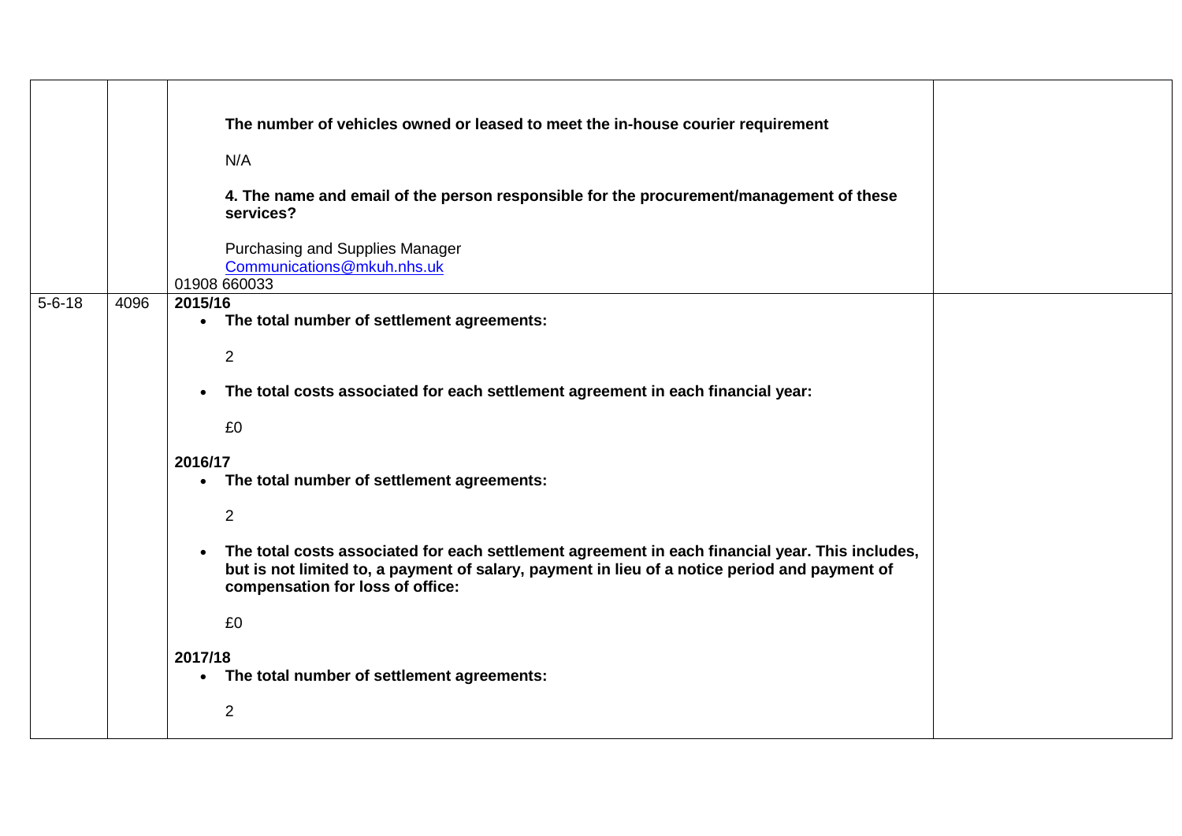| | | | |
|---|---|---|---|
| | | **The number of vehicles owned or leased to meet the in-house courier requirement**<br><br>N/A<br><br>**4. The name and email of the person responsible for the procurement/management of these services?**<br><br>Purchasing and Supplies Manager<br>Communications@mkuh.nhs.uk<br>01908 660033 | |
| 5-6-18 | 4096 | **2015/16**<br>• **The total number of settlement agreements:**<br><br>2<br><br>• **The total costs associated for each settlement agreement in each financial year:**<br><br>£0<br><br>**2016/17**<br>• **The total number of settlement agreements:**<br><br>2<br><br>• **The total costs associated for each settlement agreement in each financial year. This includes, but is not limited to, a payment of salary, payment in lieu of a notice period and payment of compensation for loss of office:**<br><br>£0<br><br>**2017/18**<br>• **The total number of settlement agreements:**<br><br>2 | |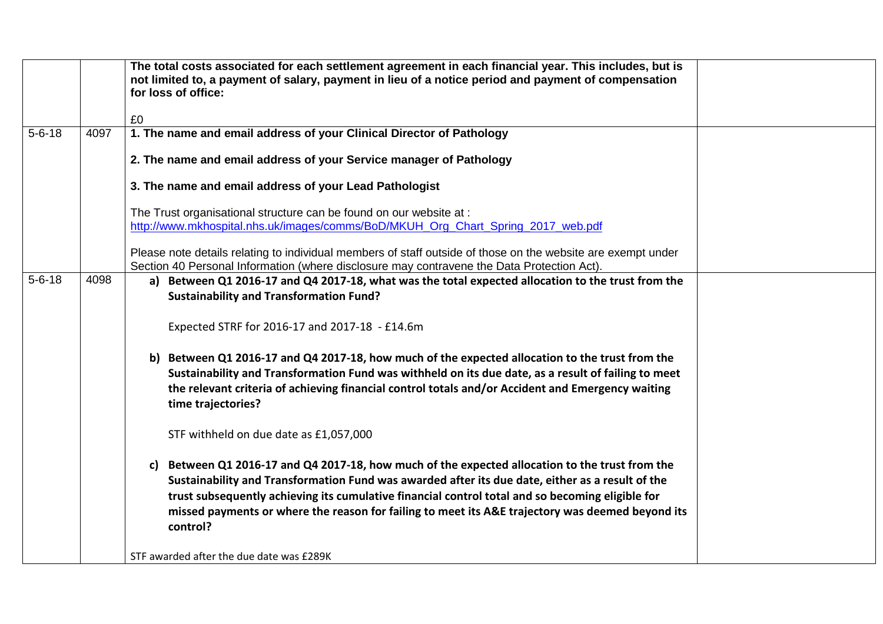| | | | |
|---|---|---|---|
| | | **The total costs associated for each settlement agreement in each financial year. This includes, but is not limited to, a payment of salary, payment in lieu of a notice period and payment of compensation for loss of office:**<br><br>£0 | |
| 5-6-18 | 4097 | **1. The name and email address of your Clinical Director of Pathology**<br><br>**2. The name and email address of your Service manager of Pathology**<br><br>**3. The name and email address of your Lead Pathologist**<br><br>The Trust organisational structure can be found on our website at : http://www.mkhospital.nhs.uk/images/comms/BoD/MKUH_Org_Chart_Spring_2017_web.pdf<br><br>Please note details relating to individual members of staff outside of those on the website are exempt under Section 40 Personal Information (where disclosure may contravene the Data Protection Act). | |
| 5-6-18 | 4098 | **a) Between Q1 2016-17 and Q4 2017-18, what was the total expected allocation to the trust from the Sustainability and Transformation Fund?**<br><br>Expected STRF for 2016-17 and 2017-18 - £14.6m<br><br>**b) Between Q1 2016-17 and Q4 2017-18, how much of the expected allocation to the trust from the Sustainability and Transformation Fund was withheld on its due date, as a result of failing to meet the relevant criteria of achieving financial control totals and/or Accident and Emergency waiting time trajectories?**<br><br>STF withheld on due date as £1,057,000<br><br>**c) Between Q1 2016-17 and Q4 2017-18, how much of the expected allocation to the trust from the Sustainability and Transformation Fund was awarded after its due date, either as a result of the trust subsequently achieving its cumulative financial control total and so becoming eligible for missed payments or where the reason for failing to meet its A&E trajectory was deemed beyond its control?**<br><br>STF awarded after the due date was £289K | |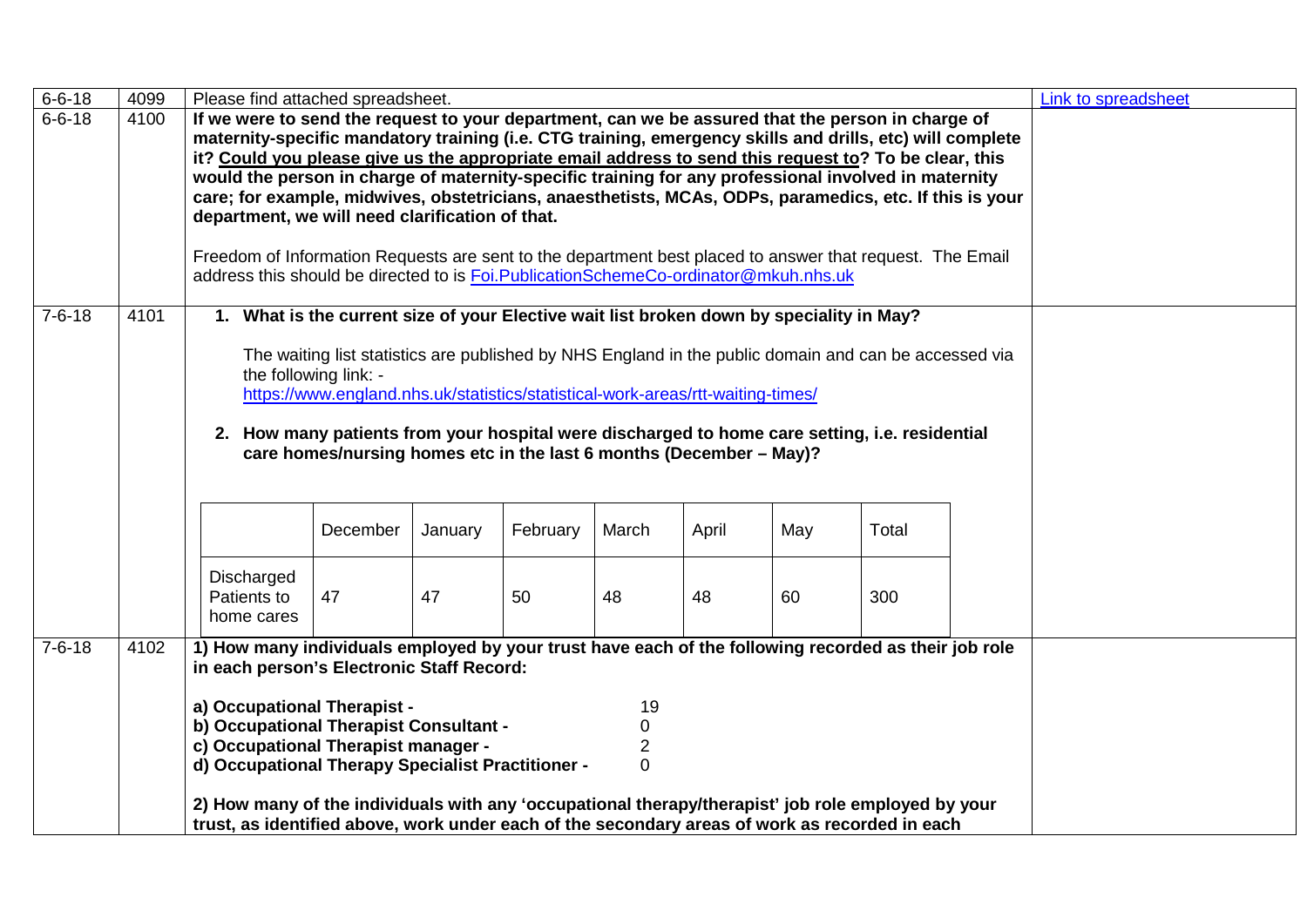| Date | Ref | Request / Response | Attachment |
|---|---|---|---|
| 6-6-18 | 4099 | Please find attached spreadsheet. | [Link to spreadsheet]() |
| 6-6-18 | 4100 | **If we were to send the request to your department, can we be assured that the person in charge of maternity-specific mandatory training (i.e. CTG training, emergency skills and drills, etc) will complete it? <u>Could you please give us the appropriate email address to send this request to</u>? To be clear, this would the person in charge of maternity-specific training for any professional involved in maternity care; for example, midwives, obstetricians, anaesthetists, MCAs, ODPs, paramedics, etc. If this is your department, we will need clarification of that.**<br><br>Freedom of Information Requests are sent to the department best placed to answer that request. The Email address this should be directed to is Foi.PublicationSchemeCo-ordinator@mkuh.nhs.uk | |
| 7-6-18 | 4101 | **1. What is the current size of your Elective wait list broken down by speciality in May?**<br><br>The waiting list statistics are published by NHS England in the public domain and can be accessed via the following link: - https://www.england.nhs.uk/statistics/statistical-work-areas/rtt-waiting-times/<br><br>**2. How many patients from your hospital were discharged to home care setting, i.e. residential care homes/nursing homes etc in the last 6 months (December – May)?**<br><br>(see table below) | |
| 7-6-18 | 4102 | **1) How many individuals employed by your trust have each of the following recorded as their job role in each person's Electronic Staff Record:**<br><br>**a) Occupational Therapist -** 19<br>**b) Occupational Therapist Consultant -** 0<br>**c) Occupational Therapist manager -** 2<br>**d) Occupational Therapy Specialist Practitioner -** 0<br><br>**2) How many of the individuals with any 'occupational therapy/therapist' job role employed by your trust, as identified above, work under each of the secondary areas of work as recorded in each** | |

Table for request 4101, question 2:

| | December | January | February | March | April | May | Total |
|---|---|---|---|---|---|---|---|
| Discharged Patients to home cares | 47 | 47 | 50 | 48 | 48 | 60 | 300 |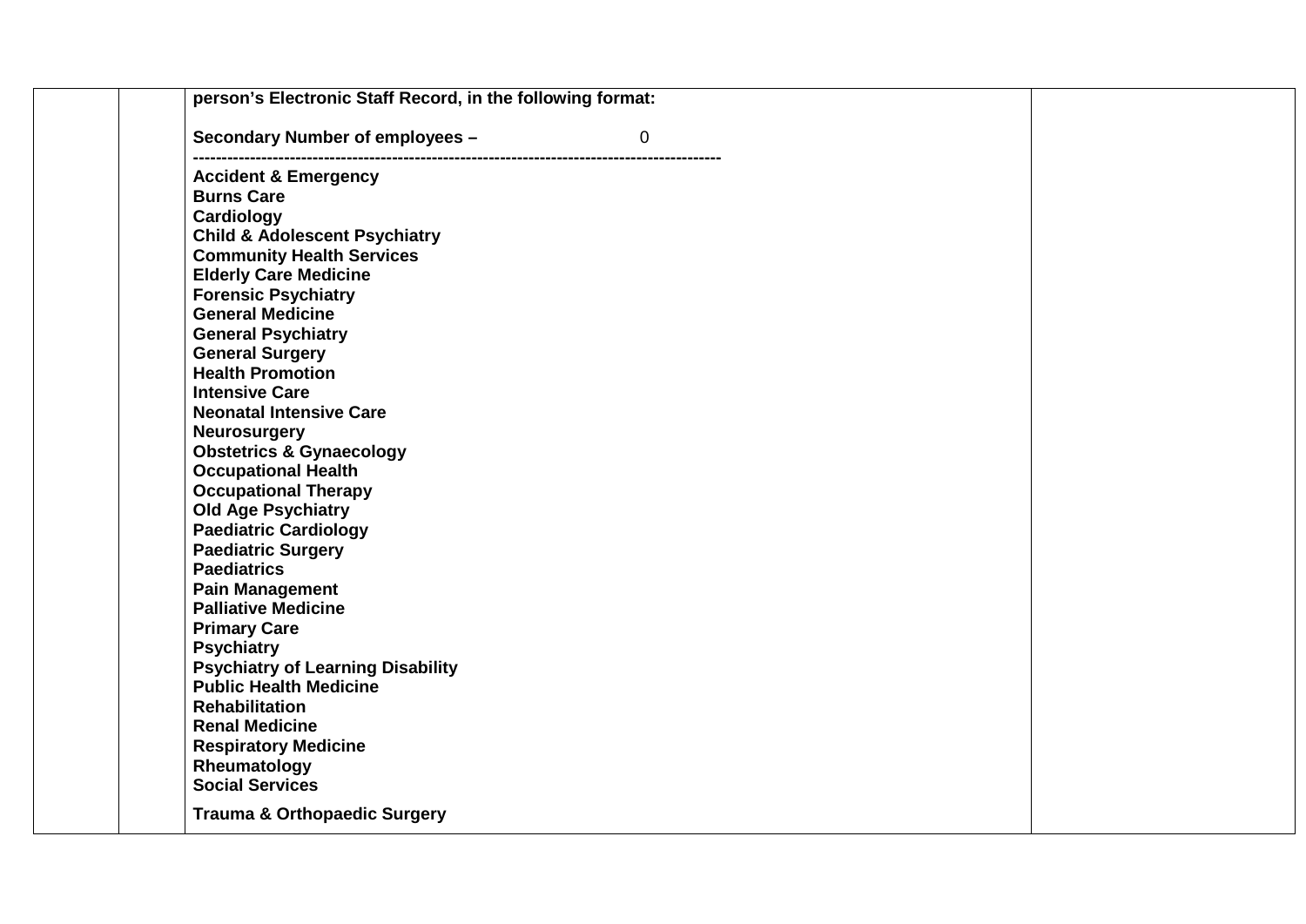| | | **person's Electronic Staff Record, in the following format:**<br><br>**Secondary Number of employees –** 0<br>**--------------------------------------------------------------------------------------------**<br>**Accident & Emergency**<br>**Burns Care**<br>**Cardiology**<br>**Child & Adolescent Psychiatry**<br>**Community Health Services**<br>**Elderly Care Medicine**<br>**Forensic Psychiatry**<br>**General Medicine**<br>**General Psychiatry**<br>**General Surgery**<br>**Health Promotion**<br>**Intensive Care**<br>**Neonatal Intensive Care**<br>**Neurosurgery**<br>**Obstetrics & Gynaecology**<br>**Occupational Health**<br>**Occupational Therapy**<br>**Old Age Psychiatry**<br>**Paediatric Cardiology**<br>**Paediatric Surgery**<br>**Paediatrics**<br>**Pain Management**<br>**Palliative Medicine**<br>**Primary Care**<br>**Psychiatry**<br>**Psychiatry of Learning Disability**<br>**Public Health Medicine**<br>**Rehabilitation**<br>**Renal Medicine**<br>**Respiratory Medicine**<br>**Rheumatology**<br>**Social Services**<br><br>**Trauma & Orthopaedic Surgery** | |
|---|---|---|---|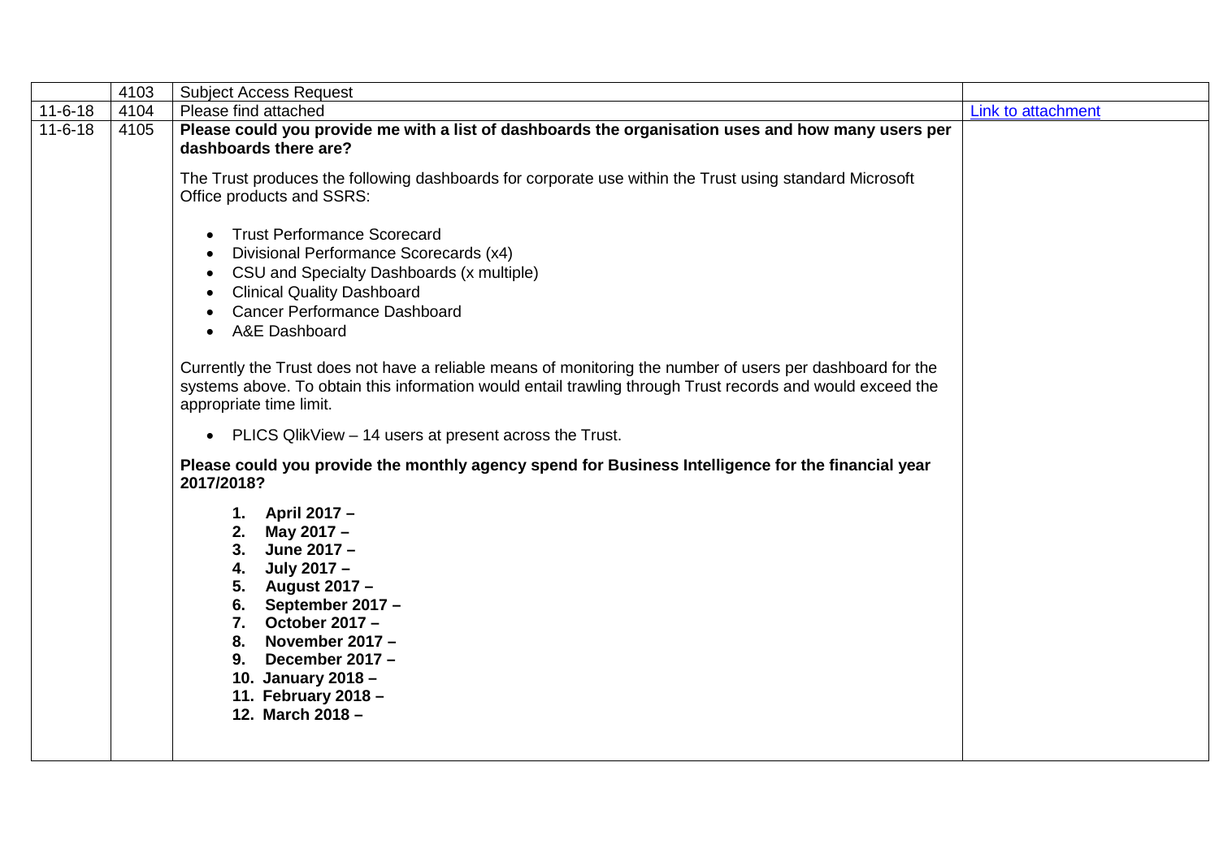| | | | |
|---|---|---|---|
| | 4103 | Subject Access Request | |
| 11-6-18 | 4104 | Please find attached | Link to attachment |
| 11-6-18 | 4105 | **Please could you provide me with a list of dashboards the organisation uses and how many users per dashboards there are?**<br><br>The Trust produces the following dashboards for corporate use within the Trust using standard Microsoft Office products and SSRS:<br><br>• Trust Performance Scorecard<br>• Divisional Performance Scorecards (x4)<br>• CSU and Specialty Dashboards (x multiple)<br>• Clinical Quality Dashboard<br>• Cancer Performance Dashboard<br>• A&E Dashboard<br><br>Currently the Trust does not have a reliable means of monitoring the number of users per dashboard for the systems above. To obtain this information would entail trawling through Trust records and would exceed the appropriate time limit.<br><br>• PLICS QlikView – 14 users at present across the Trust.<br><br>**Please could you provide the monthly agency spend for Business Intelligence for the financial year 2017/2018?**<br><br>**1. April 2017 –**<br>**2. May 2017 –**<br>**3. June 2017 –**<br>**4. July 2017 –**<br>**5. August 2017 –**<br>**6. September 2017 –**<br>**7. October 2017 –**<br>**8. November 2017 –**<br>**9. December 2017 –**<br>**10. January 2018 –**<br>**11. February 2018 –**<br>**12. March 2018 –** | |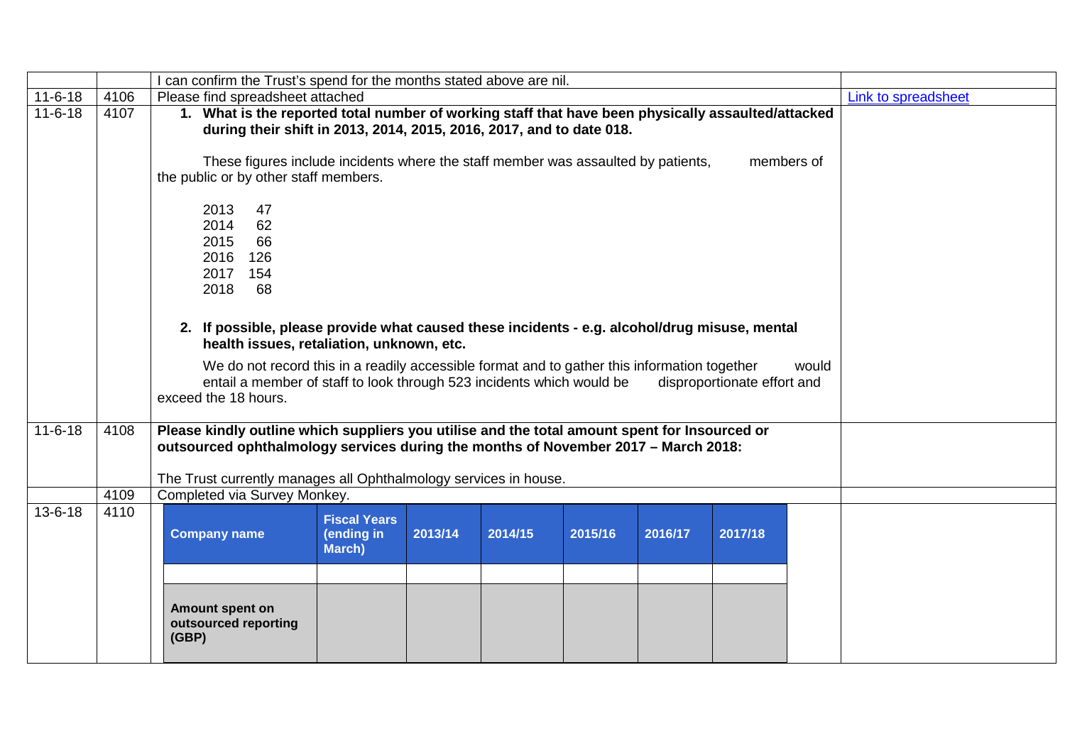| | | | |
|---|---|---|---|
| | | I can confirm the Trust's spend for the months stated above are nil. | |
| 11-6-18 | 4106 | Please find spreadsheet attached | Link to spreadsheet |
| 11-6-18 | 4107 | **1. What is the reported total number of working staff that have been physically assaulted/attacked during their shift in 2013, 2014, 2015, 2016, 2017, and to date 018.**<br><br>These figures include incidents where the staff member was assaulted by patients, members of the public or by other staff members.<br><br>2013 47<br>2014 62<br>2015 66<br>2016 126<br>2017 154<br>2018 68<br><br>**2. If possible, please provide what caused these incidents - e.g. alcohol/drug misuse, mental health issues, retaliation, unknown, etc.**<br><br>We do not record this in a readily accessible format and to gather this information together would entail a member of staff to look through 523 incidents which would be disproportionate effort and exceed the 18 hours. | |
| 11-6-18 | 4108 | **Please kindly outline which suppliers you utilise and the total amount spent for Insourced or outsourced ophthalmology services during the months of November 2017 – March 2018:**<br><br>The Trust currently manages all Ophthalmology services in house. | |
| | 4109 | Completed via Survey Monkey. | |
| 13-6-18 | 4110 | (see table below) | |

| Company name | Fiscal Years (ending in March) | 2013/14 | 2014/15 | 2015/16 | 2016/17 | 2017/18 |
|---|---|---|---|---|---|---|
| | | | | | | |
| **Amount spent on outsourced reporting (GBP)** | | | | | | |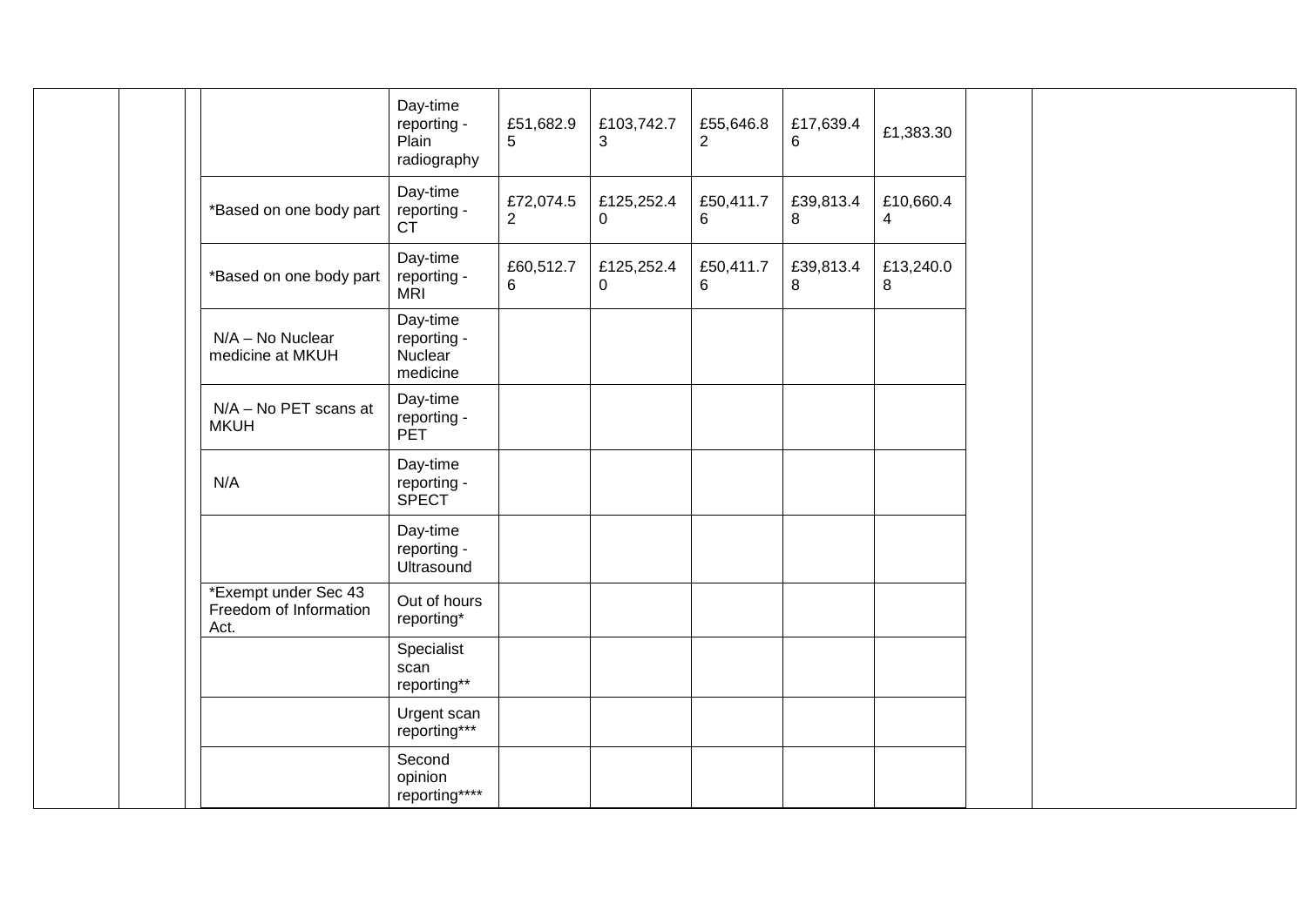| | | | | | | | | | | | |
|---|---|---|---|---|---|---|---|---|---|---|---|
| | | | | Day-time reporting - Plain radiography | £51,682.95 | £103,742.73 | £55,646.82 | £17,639.46 | £1,383.30 | | |
| | | | *Based on one body part | Day-time reporting - CT | £72,074.52 | £125,252.40 | £50,411.76 | £39,813.48 | £10,660.44 | | |
| | | | *Based on one body part | Day-time reporting - MRI | £60,512.76 | £125,252.40 | £50,411.76 | £39,813.48 | £13,240.08 | | |
| | | | N/A – No Nuclear medicine at MKUH | Day-time reporting - Nuclear medicine | | | | | | | |
| | | | N/A – No PET scans at MKUH | Day-time reporting - PET | | | | | | | |
| | | | N/A | Day-time reporting - SPECT | | | | | | | |
| | | | | Day-time reporting - Ultrasound | | | | | | | |
| | | | *Exempt under Sec 43 Freedom of Information Act. | Out of hours reporting* | | | | | | | |
| | | | | Specialist scan reporting** | | | | | | | |
| | | | | Urgent scan reporting*** | | | | | | | |
| | | | | Second opinion reporting**** | | | | | | | |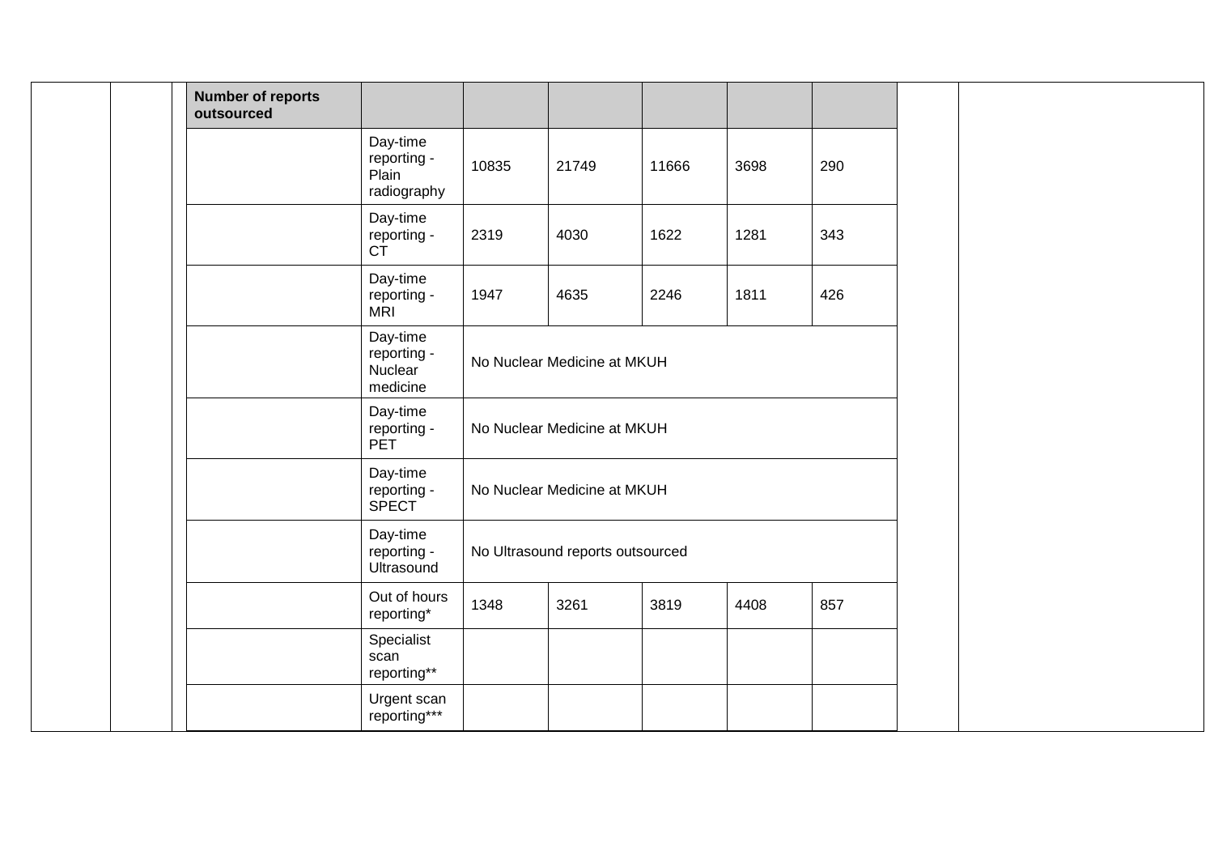| | | | Number of reports outsourced | | | | | | | | |
|---|---|---|---|---|---|---|---|---|---|---|---|
| | | | | Day-time reporting - Plain radiography | 10835 | 21749 | 11666 | 3698 | 290 | | |
| | | | | Day-time reporting - CT | 2319 | 4030 | 1622 | 1281 | 343 | | |
| | | | | Day-time reporting - MRI | 1947 | 4635 | 2246 | 1811 | 426 | | |
| | | | | Day-time reporting - Nuclear medicine | No Nuclear Medicine at MKUH | | | | | | |
| | | | | Day-time reporting - PET | No Nuclear Medicine at MKUH | | | | | | |
| | | | | Day-time reporting - SPECT | No Nuclear Medicine at MKUH | | | | | | |
| | | | | Day-time reporting - Ultrasound | No Ultrasound reports outsourced | | | | | | |
| | | | | Out of hours reporting* | 1348 | 3261 | 3819 | 4408 | 857 | | |
| | | | | Specialist scan reporting** | | | | | | | |
| | | | | Urgent scan reporting*** | | | | | | | |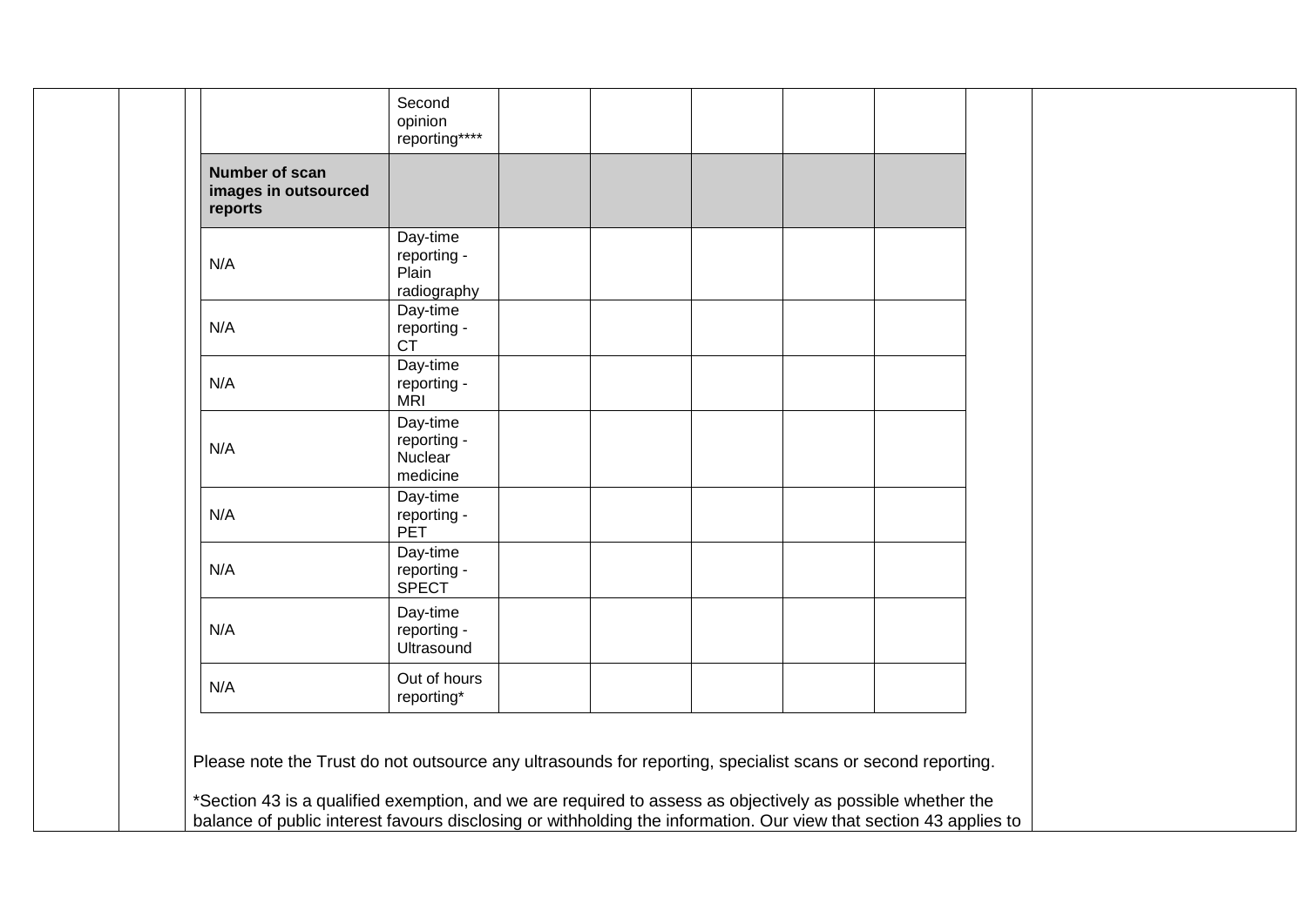| | | | | | | |
|---|---|---|---|---|---|---|
| | Second opinion reporting**** | | | | | |
| **Number of scan images in outsourced reports** | | | | | | |
| N/A | Day-time reporting - Plain radiography | | | | | |
| N/A | Day-time reporting - CT | | | | | |
| N/A | Day-time reporting - MRI | | | | | |
| N/A | Day-time reporting - Nuclear medicine | | | | | |
| N/A | Day-time reporting - PET | | | | | |
| N/A | Day-time reporting - SPECT | | | | | |
| N/A | Day-time reporting - Ultrasound | | | | | |
| N/A | Out of hours reporting* | | | | | |

Please note the Trust do not outsource any ultrasounds for reporting, specialist scans or second reporting.

*Section 43 is a qualified exemption, and we are required to assess as objectively as possible whether the balance of public interest favours disclosing or withholding the information. Our view that section 43 applies to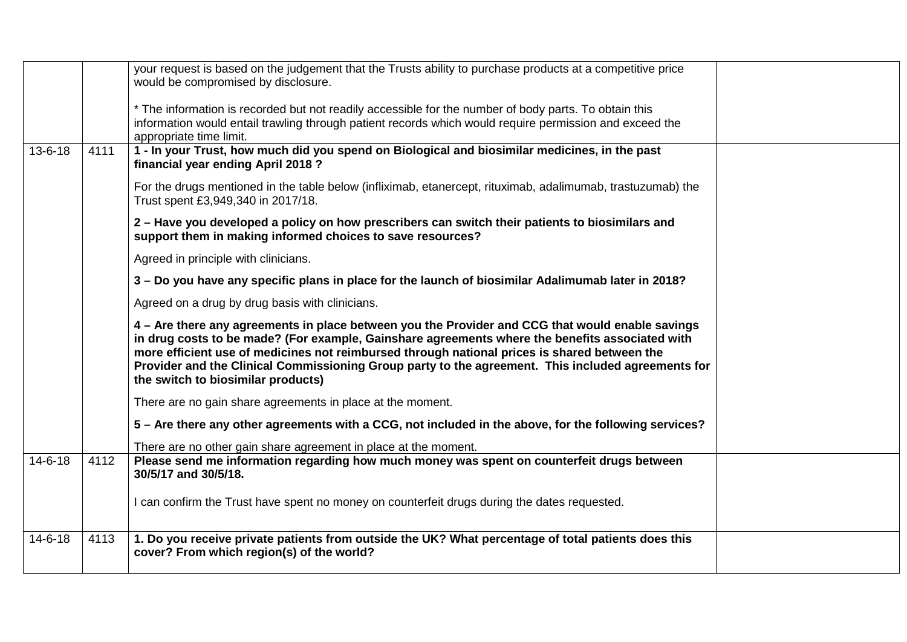| | | | |
|---|---|---|---|
| | | your request is based on the judgement that the Trusts ability to purchase products at a competitive price would be compromised by disclosure.<br><br>* The information is recorded but not readily accessible for the number of body parts. To obtain this information would entail trawling through patient records which would require permission and exceed the appropriate time limit. | |
| 13-6-18 | 4111 | **1 - In your Trust, how much did you spend on Biological and biosimilar medicines, in the past financial year ending April 2018 ?**<br><br>For the drugs mentioned in the table below (infliximab, etanercept, rituximab, adalimumab, trastuzumab) the Trust spent £3,949,340 in 2017/18.<br><br>**2 – Have you developed a policy on how prescribers can switch their patients to biosimilars and support them in making informed choices to save resources?**<br><br>Agreed in principle with clinicians.<br><br>**3 – Do you have any specific plans in place for the launch of biosimilar Adalimumab later in 2018?**<br><br>Agreed on a drug by drug basis with clinicians.<br><br>**4 – Are there any agreements in place between you the Provider and CCG that would enable savings in drug costs to be made? (For example, Gainshare agreements where the benefits associated with more efficient use of medicines not reimbursed through national prices is shared between the Provider and the Clinical Commissioning Group party to the agreement. This included agreements for the switch to biosimilar products)**<br><br>There are no gain share agreements in place at the moment.<br><br>**5 – Are there any other agreements with a CCG, not included in the above, for the following services?**<br><br>There are no other gain share agreement in place at the moment. | |
| 14-6-18 | 4112 | **Please send me information regarding how much money was spent on counterfeit drugs between 30/5/17 and 30/5/18.**<br><br>I can confirm the Trust have spent no money on counterfeit drugs during the dates requested. | |
| 14-6-18 | 4113 | **1. Do you receive private patients from outside the UK? What percentage of total patients does this cover? From which region(s) of the world?** | |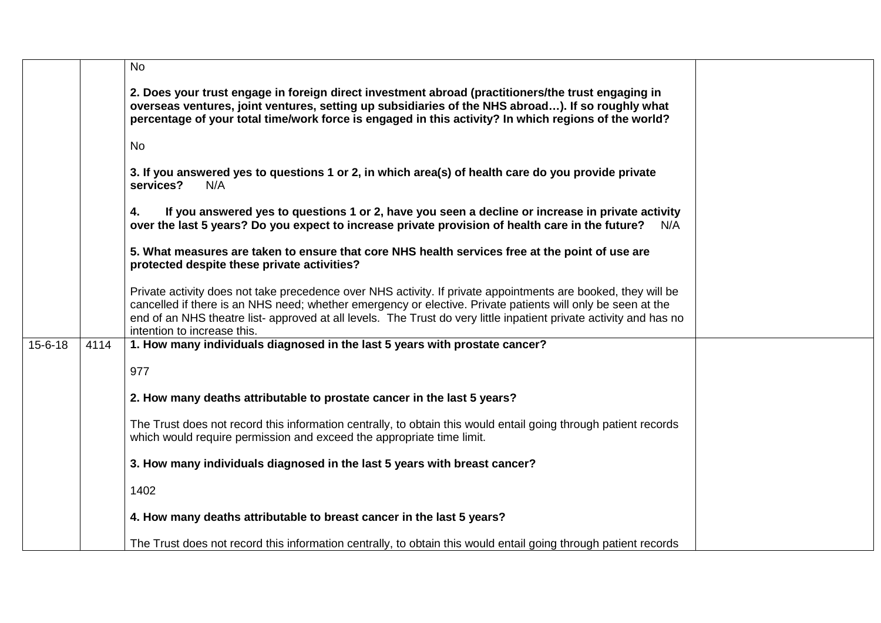| | | | |
|---|---|---|---|
| | | No<br><br>**2. Does your trust engage in foreign direct investment abroad (practitioners/the trust engaging in overseas ventures, joint ventures, setting up subsidiaries of the NHS abroad…). If so roughly what percentage of your total time/work force is engaged in this activity? In which regions of the world?**<br><br>No<br><br>**3. If you answered yes to questions 1 or 2, in which area(s) of health care do you provide private services?** N/A<br><br>**4. If you answered yes to questions 1 or 2, have you seen a decline or increase in private activity over the last 5 years? Do you expect to increase private provision of health care in the future?** N/A<br><br>**5. What measures are taken to ensure that core NHS health services free at the point of use are protected despite these private activities?**<br><br>Private activity does not take precedence over NHS activity. If private appointments are booked, they will be cancelled if there is an NHS need; whether emergency or elective. Private patients will only be seen at the end of an NHS theatre list- approved at all levels. The Trust do very little inpatient private activity and has no intention to increase this. | |
| 15-6-18 | 4114 | **1. How many individuals diagnosed in the last 5 years with prostate cancer?**<br><br>977<br><br>**2. How many deaths attributable to prostate cancer in the last 5 years?**<br><br>The Trust does not record this information centrally, to obtain this would entail going through patient records which would require permission and exceed the appropriate time limit.<br><br>**3. How many individuals diagnosed in the last 5 years with breast cancer?**<br><br>1402<br><br>**4. How many deaths attributable to breast cancer in the last 5 years?**<br><br>The Trust does not record this information centrally, to obtain this would entail going through patient records | |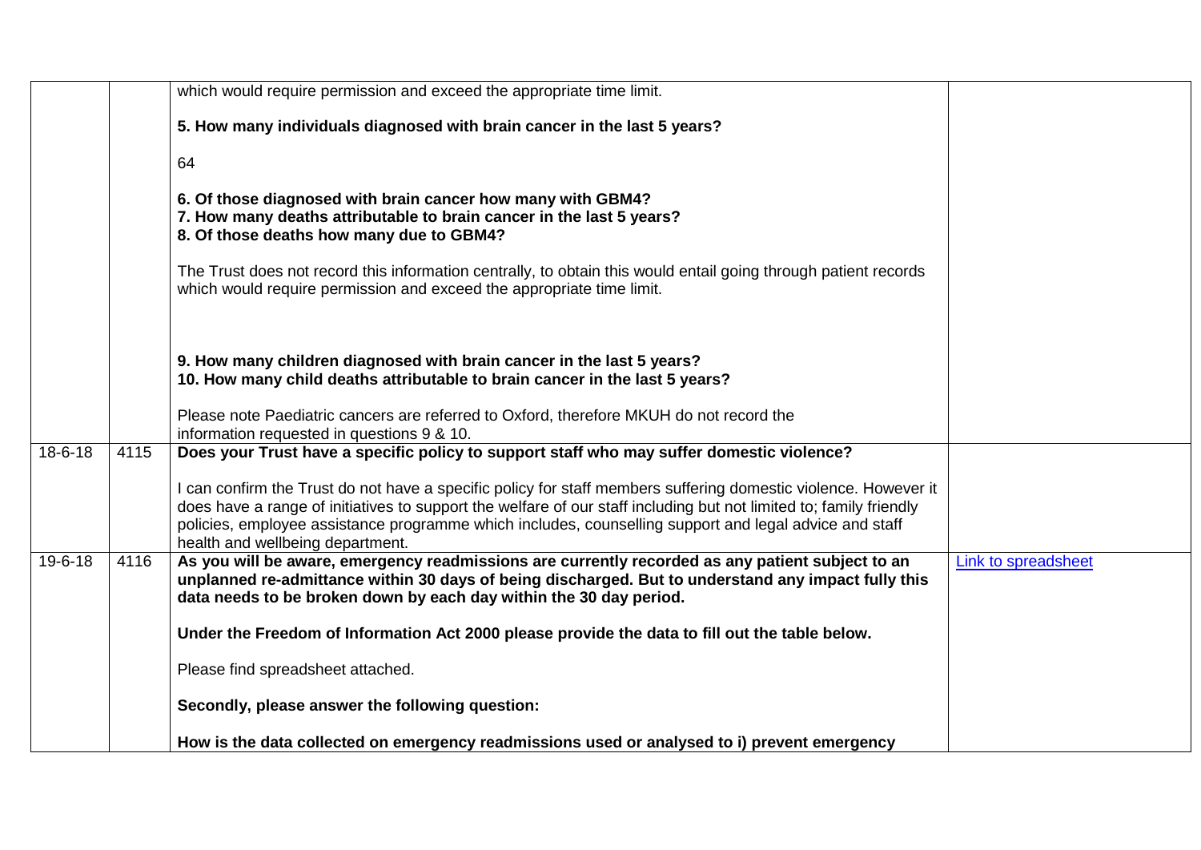| | | | |
|---|---|---|---|
| | | which would require permission and exceed the appropriate time limit.<br><br>**5. How many individuals diagnosed with brain cancer in the last 5 years?**<br><br>64<br><br>**6. Of those diagnosed with brain cancer how many with GBM4?**<br>**7. How many deaths attributable to brain cancer in the last 5 years?**<br>**8. Of those deaths how many due to GBM4?**<br><br>The Trust does not record this information centrally, to obtain this would entail going through patient records which would require permission and exceed the appropriate time limit.<br><br>**9. How many children diagnosed with brain cancer in the last 5 years?**<br>**10. How many child deaths attributable to brain cancer in the last 5 years?**<br><br>Please note Paediatric cancers are referred to Oxford, therefore MKUH do not record the information requested in questions 9 & 10. | |
| 18-6-18 | 4115 | **Does your Trust have a specific policy to support staff who may suffer domestic violence?**<br><br>I can confirm the Trust do not have a specific policy for staff members suffering domestic violence. However it does have a range of initiatives to support the welfare of our staff including but not limited to; family friendly policies, employee assistance programme which includes, counselling support and legal advice and staff health and wellbeing department. | |
| 19-6-18 | 4116 | **As you will be aware, emergency readmissions are currently recorded as any patient subject to an unplanned re-admittance within 30 days of being discharged. But to understand any impact fully this data needs to be broken down by each day within the 30 day period.**<br><br>**Under the Freedom of Information Act 2000 please provide the data to fill out the table below.**<br><br>Please find spreadsheet attached.<br><br>**Secondly, please answer the following question:**<br><br>**How is the data collected on emergency readmissions used or analysed to i) prevent emergency** | Link to spreadsheet |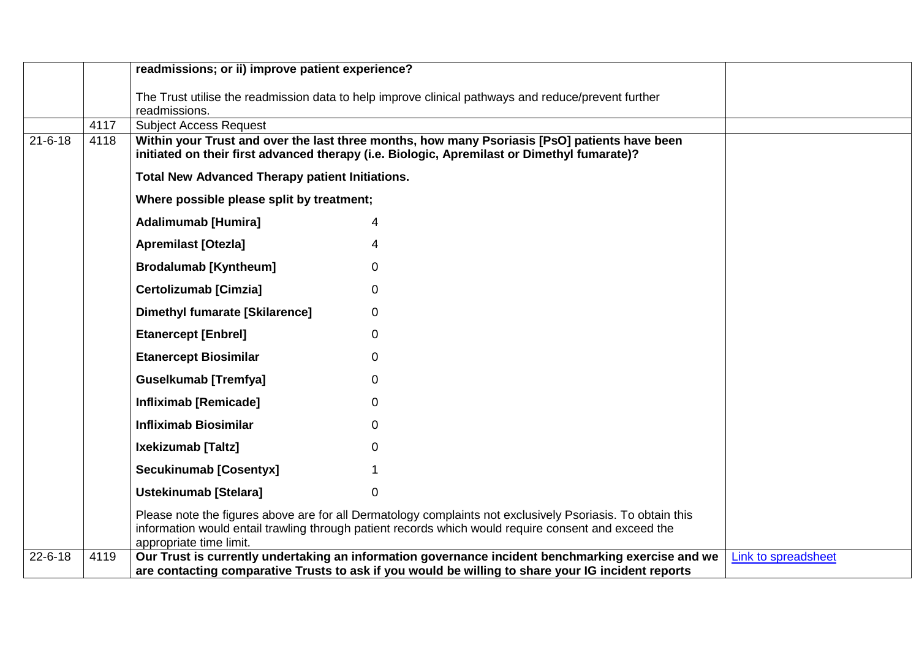| | | | |
|---|---|---|---|
| | | **readmissions; or ii) improve patient experience?**<br><br>The Trust utilise the readmission data to help improve clinical pathways and reduce/prevent further readmissions. | |
| | 4117 | Subject Access Request | |
| 21-6-18 | 4118 | **Within your Trust and over the last three months, how many Psoriasis [PsO] patients have been initiated on their first advanced therapy (i.e. Biologic, Apremilast or Dimethyl fumarate)?**<br><br>**Total New Advanced Therapy patient Initiations.**<br><br>**Where possible please split by treatment;**<br><br>**Adalimumab [Humira]** 4<br>**Apremilast [Otezla]** 4<br>**Brodalumab [Kyntheum]** 0<br>**Certolizumab [Cimzia]** 0<br>**Dimethyl fumarate [Skilarence]** 0<br>**Etanercept [Enbrel]** 0<br>**Etanercept Biosimilar** 0<br>**Guselkumab [Tremfya]** 0<br>**Infliximab [Remicade]** 0<br>**Infliximab Biosimilar** 0<br>**Ixekizumab [Taltz]** 0<br>**Secukinumab [Cosentyx]** 1<br>**Ustekinumab [Stelara]** 0<br><br>Please note the figures above are for all Dermatology complaints not exclusively Psoriasis. To obtain this information would entail trawling through patient records which would require consent and exceed the appropriate time limit. | |
| 22-6-18 | 4119 | **Our Trust is currently undertaking an information governance incident benchmarking exercise and we are contacting comparative Trusts to ask if you would be willing to share your IG incident reports** | Link to spreadsheet |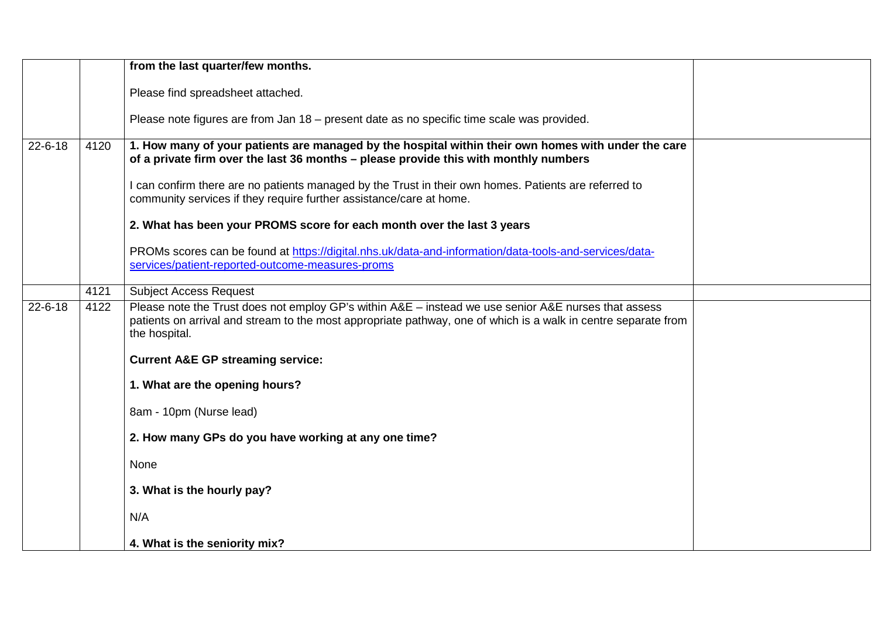| | | | |
|---|---|---|---|
| | | **from the last quarter/few months.**<br><br>Please find spreadsheet attached.<br><br>Please note figures are from Jan 18 – present date as no specific time scale was provided. | |
| 22-6-18 | 4120 | **1. How many of your patients are managed by the hospital within their own homes with under the care of a private firm over the last 36 months – please provide this with monthly numbers**<br><br>I can confirm there are no patients managed by the Trust in their own homes. Patients are referred to community services if they require further assistance/care at home.<br><br>**2. What has been your PROMS score for each month over the last 3 years**<br><br>PROMs scores can be found at https://digital.nhs.uk/data-and-information/data-tools-and-services/data-services/patient-reported-outcome-measures-proms | |
| | 4121 | Subject Access Request | |
| 22-6-18 | 4122 | Please note the Trust does not employ GP's within A&E – instead we use senior A&E nurses that assess patients on arrival and stream to the most appropriate pathway, one of which is a walk in centre separate from the hospital.<br><br>**Current A&E GP streaming service:**<br><br>**1. What are the opening hours?**<br><br>8am - 10pm (Nurse lead)<br><br>**2. How many GPs do you have working at any one time?**<br><br>None<br><br>**3. What is the hourly pay?**<br><br>N/A<br><br>**4. What is the seniority mix?** | |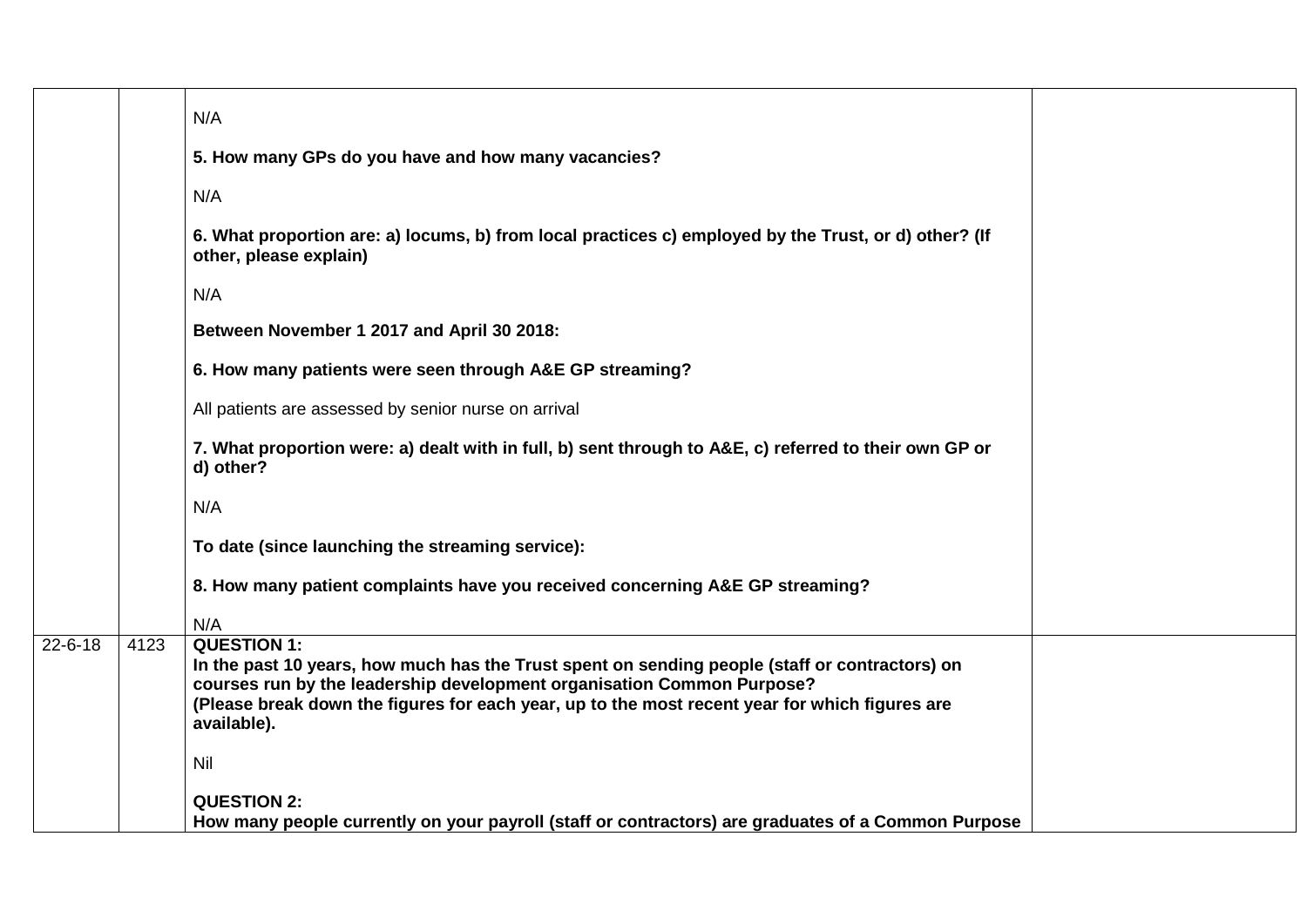| | | | |
|---|---|---|---|
| | | N/A<br><br>**5. How many GPs do you have and how many vacancies?**<br><br>N/A<br><br>**6. What proportion are: a) locums, b) from local practices c) employed by the Trust, or d) other? (If other, please explain)**<br><br>N/A<br><br>**Between November 1 2017 and April 30 2018:**<br><br>**6. How many patients were seen through A&E GP streaming?**<br><br>All patients are assessed by senior nurse on arrival<br><br>**7. What proportion were: a) dealt with in full, b) sent through to A&E, c) referred to their own GP or d) other?**<br><br>N/A<br><br>**To date (since launching the streaming service):**<br><br>**8. How many patient complaints have you received concerning A&E GP streaming?**<br><br>N/A | |
| 22-6-18 | 4123 | **QUESTION 1:**<br>**In the past 10 years, how much has the Trust spent on sending people (staff or contractors) on courses run by the leadership development organisation Common Purpose?**<br>**(Please break down the figures for each year, up to the most recent year for which figures are available).**<br><br>Nil<br><br>**QUESTION 2:**<br>**How many people currently on your payroll (staff or contractors) are graduates of a Common Purpose** | |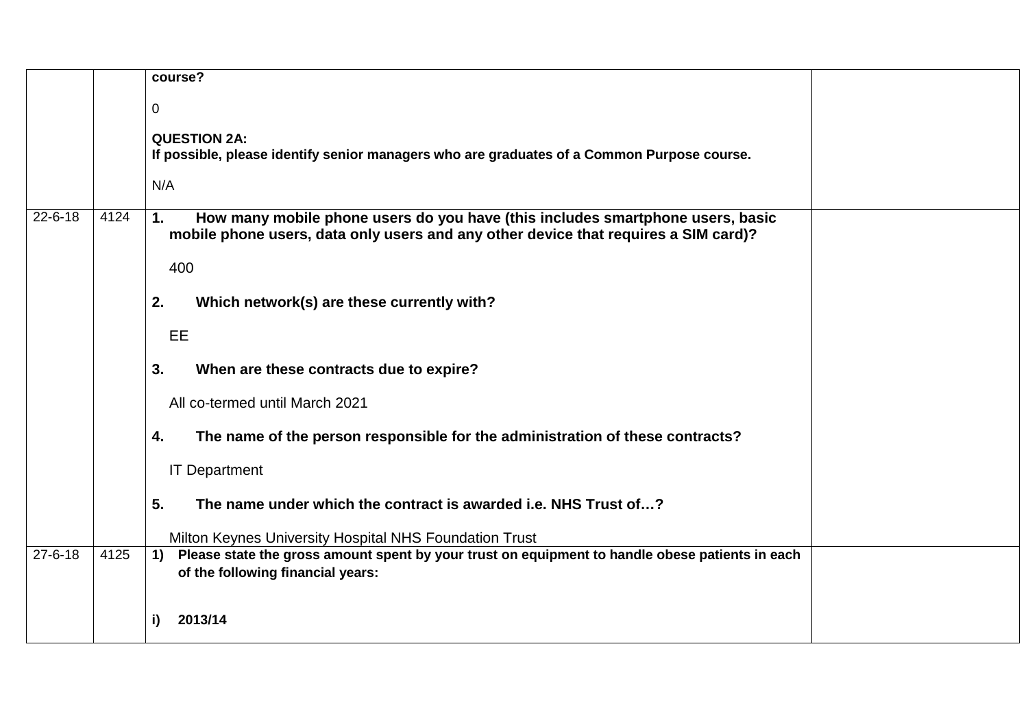| | | | |
|---|---|---|---|
| | | **course?**<br><br>0<br><br>**QUESTION 2A:**<br>**If possible, please identify senior managers who are graduates of a Common Purpose course.**<br><br>N/A | |
| 22-6-18 | 4124 | **1. How many mobile phone users do you have (this includes smartphone users, basic mobile phone users, data only users and any other device that requires a SIM card)?**<br><br>400<br><br>**2. Which network(s) are these currently with?**<br><br>EE<br><br>**3. When are these contracts due to expire?**<br><br>All co-termed until March 2021<br><br>**4. The name of the person responsible for the administration of these contracts?**<br><br>IT Department<br><br>**5. The name under which the contract is awarded i.e. NHS Trust of…?**<br><br>Milton Keynes University Hospital NHS Foundation Trust | |
| 27-6-18 | 4125 | **1) Please state the gross amount spent by your trust on equipment to handle obese patients in each of the following financial years:**<br><br>**i) 2013/14** | |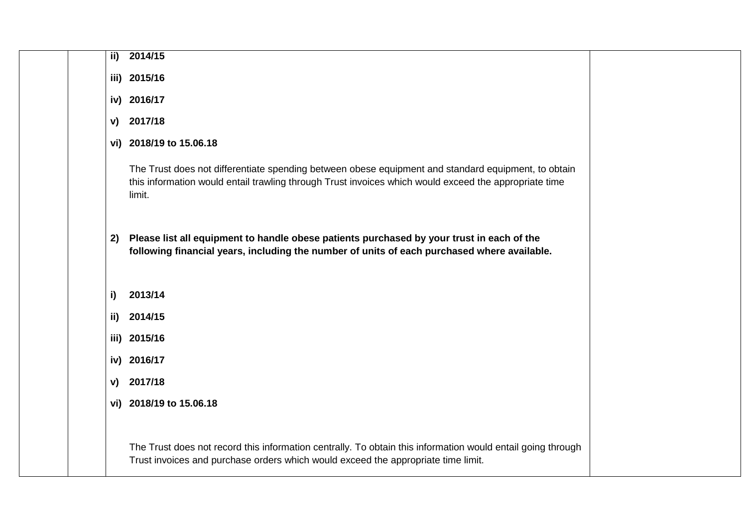**ii) 2014/15**

**iii) 2015/16**

**iv) 2016/17**

**v) 2017/18**

**vi) 2018/19 to 15.06.18**

The Trust does not differentiate spending between obese equipment and standard equipment, to obtain this information would entail trawling through Trust invoices which would exceed the appropriate time limit.

**2) Please list all equipment to handle obese patients purchased by your trust in each of the following financial years, including the number of units of each purchased where available.**

**i) 2013/14**

**ii) 2014/15**

**iii) 2015/16**

**iv) 2016/17**

**v) 2017/18**

**vi) 2018/19 to 15.06.18**

The Trust does not record this information centrally. To obtain this information would entail going through Trust invoices and purchase orders which would exceed the appropriate time limit.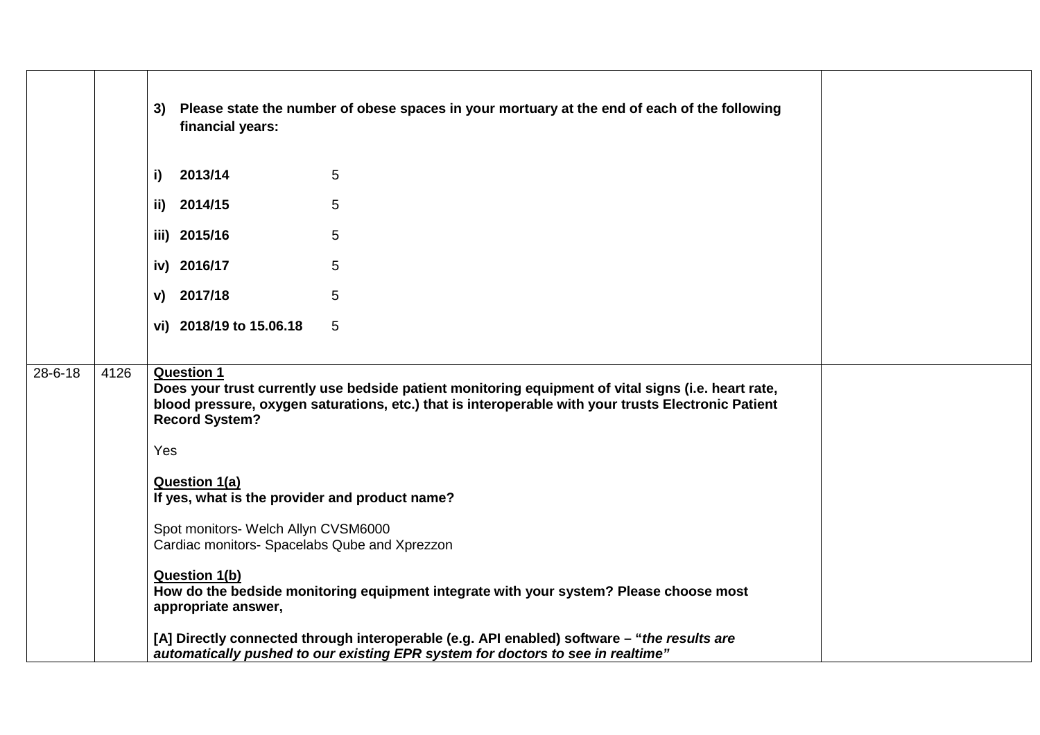| | | | |
|---|---|---|---|
| | | **3) Please state the number of obese spaces in your mortuary at the end of each of the following financial years:**<br><br>**i) 2013/14** 5<br>**ii) 2014/15** 5<br>**iii) 2015/16** 5<br>**iv) 2016/17** 5<br>**v) 2017/18** 5<br>**vi) 2018/19 to 15.06.18** 5 | |
| 28-6-18 | 4126 | **Question 1**<br>**Does your trust currently use bedside patient monitoring equipment of vital signs (i.e. heart rate, blood pressure, oxygen saturations, etc.) that is interoperable with your trusts Electronic Patient Record System?**<br><br>Yes<br><br>**Question 1(a)**<br>**If yes, what is the provider and product name?**<br><br>Spot monitors- Welch Allyn CVSM6000<br>Cardiac monitors- Spacelabs Qube and Xprezzon<br><br>**Question 1(b)**<br>**How do the bedside monitoring equipment integrate with your system? Please choose most appropriate answer,**<br><br>**[A] Directly connected through interoperable (e.g. API enabled) software – "*the results are automatically pushed to our existing EPR system for doctors to see in realtime*"** | |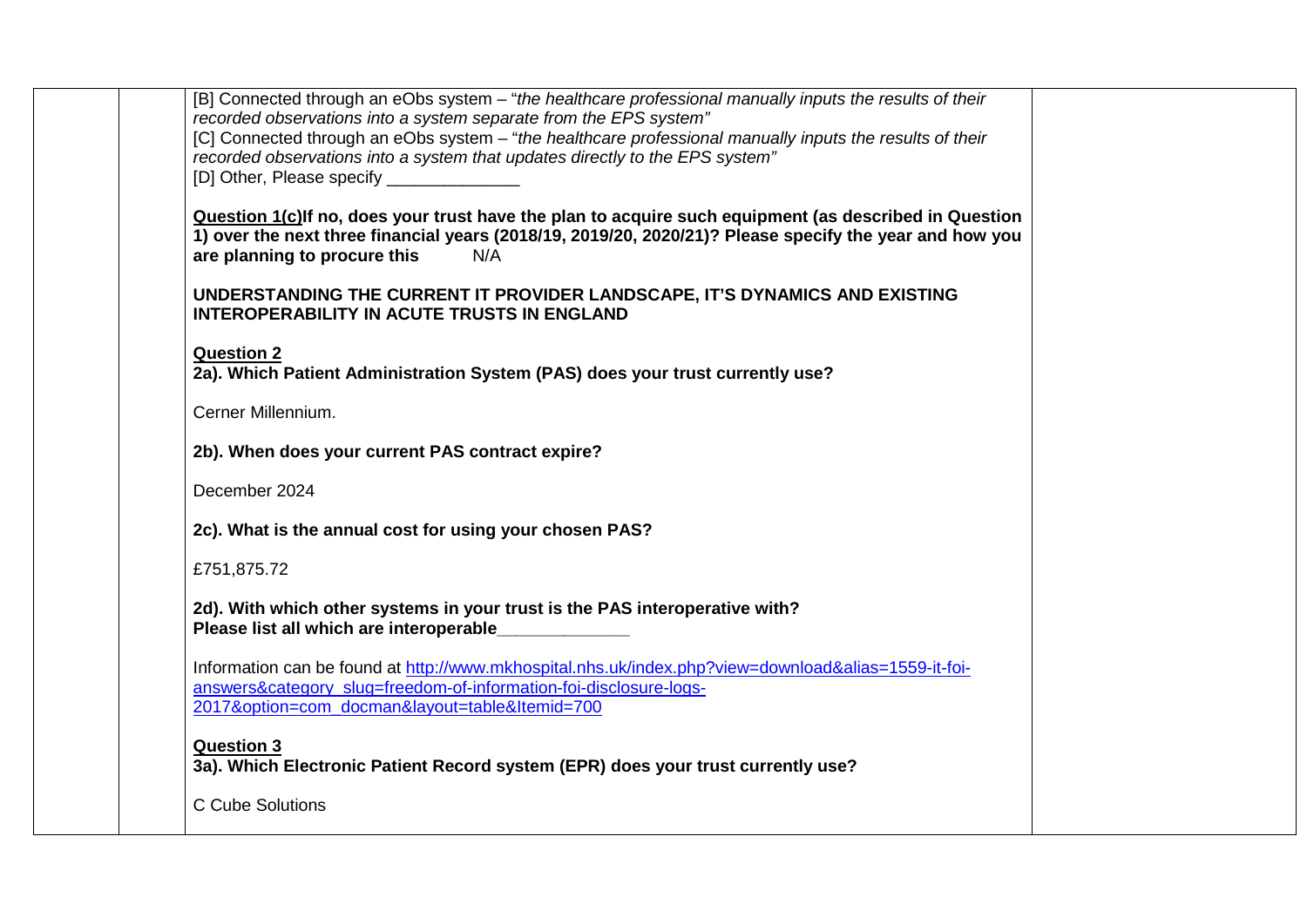[B] Connected through an eObs system – "*the healthcare professional manually inputs the results of their recorded observations into a system separate from the EPS system*"
[C] Connected through an eObs system – "*the healthcare professional manually inputs the results of their recorded observations into a system that updates directly to the EPS system*"
[D] Other, Please specify ______________

**<u>Question 1(c)</u>If no, does your trust have the plan to acquire such equipment (as described in Question 1) over the next three financial years (2018/19, 2019/20, 2020/21)? Please specify the year and how you are planning to procure this** N/A

**UNDERSTANDING THE CURRENT IT PROVIDER LANDSCAPE, IT'S DYNAMICS AND EXISTING INTEROPERABILITY IN ACUTE TRUSTS IN ENGLAND**

**<u>Question 2</u>**
**2a). Which Patient Administration System (PAS) does your trust currently use?**

Cerner Millennium.

**2b). When does your current PAS contract expire?**

December 2024

**2c). What is the annual cost for using your chosen PAS?**

£751,875.72

**2d). With which other systems in your trust is the PAS interoperative with?**
**Please list all which are interoperable_____________**

Information can be found at [http://www.mkhospital.nhs.uk/index.php?view=download&alias=1559-it-foi-answers&category_slug=freedom-of-information-foi-disclosure-logs-2017&option=com_docman&layout=table&Itemid=700](http://www.mkhospital.nhs.uk/index.php?view=download&alias=1559-it-foi-answers&category_slug=freedom-of-information-foi-disclosure-logs-2017&option=com_docman&layout=table&Itemid=700)

**<u>Question 3</u>**
**3a). Which Electronic Patient Record system (EPR) does your trust currently use?**

C Cube Solutions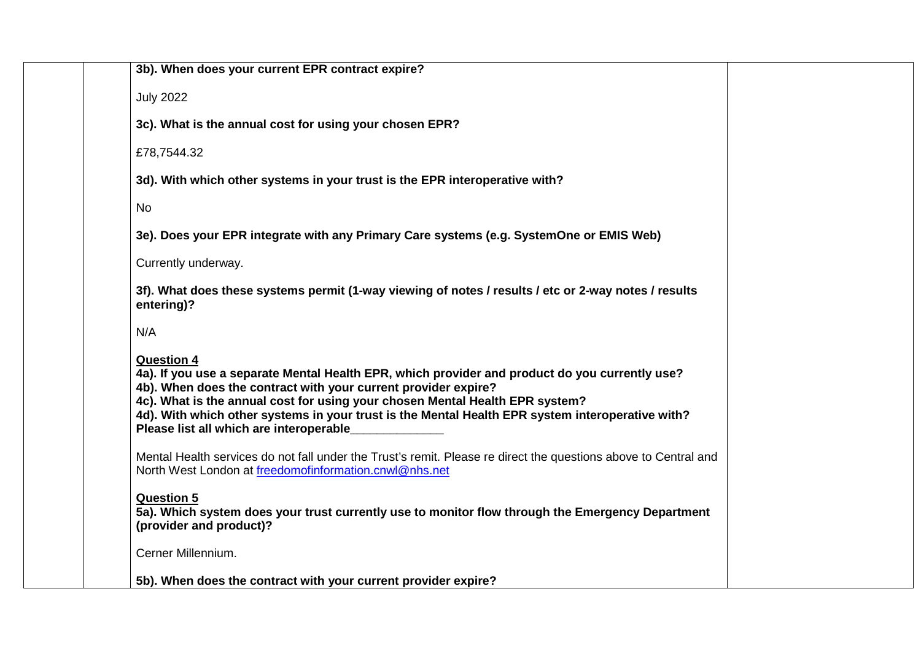**3b). When does your current EPR contract expire?**

July 2022

**3c). What is the annual cost for using your chosen EPR?**

£78,7544.32

**3d). With which other systems in your trust is the EPR interoperative with?**

No

**3e). Does your EPR integrate with any Primary Care systems (e.g. SystemOne or EMIS Web)**

Currently underway.

**3f). What does these systems permit (1-way viewing of notes / results / etc or 2-way notes / results entering)?**

N/A

**Question 4**
**4a). If you use a separate Mental Health EPR, which provider and product do you currently use?**
**4b). When does the contract with your current provider expire?**
**4c). What is the annual cost for using your chosen Mental Health EPR system?**
**4d). With which other systems in your trust is the Mental Health EPR system interoperative with? Please list all which are interoperable_____________**

Mental Health services do not fall under the Trust's remit. Please re direct the questions above to Central and North West London at freedomofinformation.cnwl@nhs.net

**Question 5**
**5a). Which system does your trust currently use to monitor flow through the Emergency Department (provider and product)?**

Cerner Millennium.

**5b). When does the contract with your current provider expire?**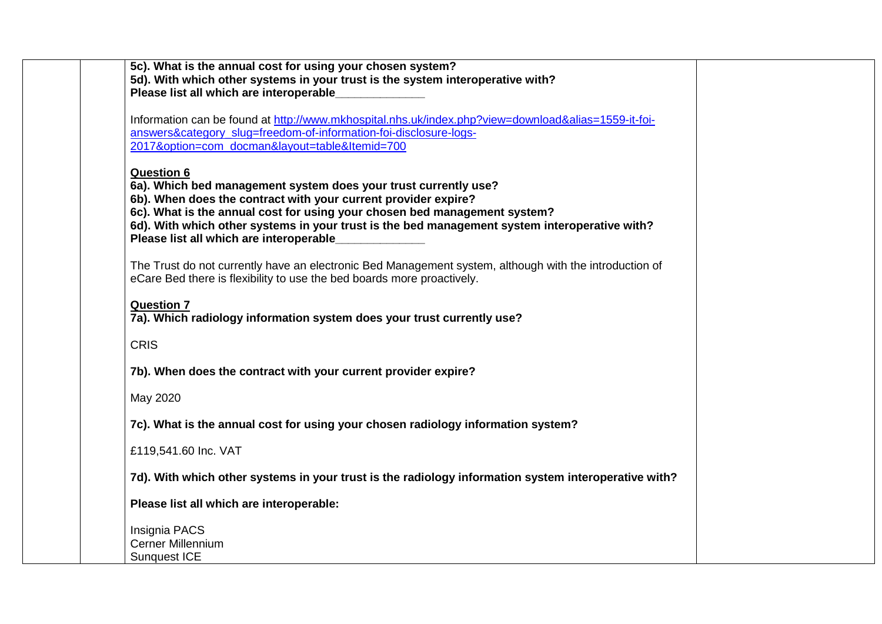| | | | |
|---|---|---|---|
| | | **5c). What is the annual cost for using your chosen system?**<br>**5d). With which other systems in your trust is the system interoperative with?**<br>**Please list all which are interoperable_____________**<br><br>Information can be found at http://www.mkhospital.nhs.uk/index.php?view=download&alias=1559-it-foi-answers&category_slug=freedom-of-information-foi-disclosure-logs-2017&option=com_docman&layout=table&Itemid=700<br><br>**Question 6**<br>**6a). Which bed management system does your trust currently use?**<br>**6b). When does the contract with your current provider expire?**<br>**6c). What is the annual cost for using your chosen bed management system?**<br>**6d). With which other systems in your trust is the bed management system interoperative with?**<br>**Please list all which are interoperable_____________**<br><br>The Trust do not currently have an electronic Bed Management system, although with the introduction of eCare Bed there is flexibility to use the bed boards more proactively.<br><br>**Question 7**<br>**7a). Which radiology information system does your trust currently use?**<br><br>CRIS<br><br>**7b). When does the contract with your current provider expire?**<br><br>May 2020<br><br>**7c). What is the annual cost for using your chosen radiology information system?**<br><br>£119,541.60 Inc. VAT<br><br>**7d). With which other systems in your trust is the radiology information system interoperative with?**<br><br>**Please list all which are interoperable:**<br><br>Insignia PACS<br>Cerner Millennium<br>Sunquest ICE | |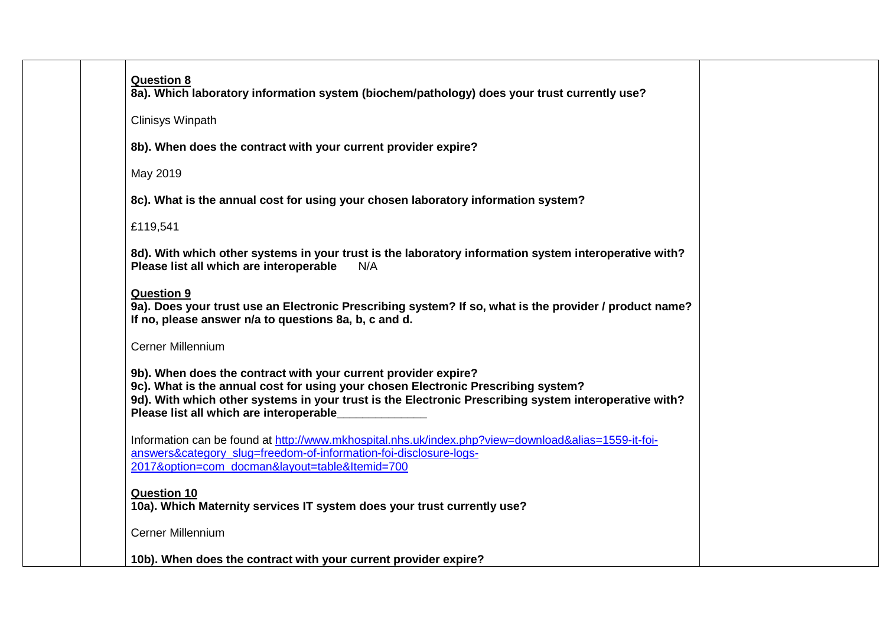| | | | |
|---|---|---|---|
| | | **Question 8**<br>**8a). Which laboratory information system (biochem/pathology) does your trust currently use?**<br><br>Clinisys Winpath<br><br>**8b). When does the contract with your current provider expire?**<br><br>May 2019<br><br>**8c). What is the annual cost for using your chosen laboratory information system?**<br><br>£119,541<br><br>**8d). With which other systems in your trust is the laboratory information system interoperative with? Please list all which are interoperable** N/A<br><br>**Question 9**<br>**9a). Does your trust use an Electronic Prescribing system? If so, what is the provider / product name? If no, please answer n/a to questions 8a, b, c and d.**<br><br>Cerner Millennium<br><br>**9b). When does the contract with your current provider expire?**<br>**9c). What is the annual cost for using your chosen Electronic Prescribing system?**<br>**9d). With which other systems in your trust is the Electronic Prescribing system interoperative with? Please list all which are interoperable_____________**<br><br>Information can be found at [http://www.mkhospital.nhs.uk/index.php?view=download&alias=1559-it-foi-answers&category_slug=freedom-of-information-foi-disclosure-logs-2017&option=com_docman&layout=table&Itemid=700](http://www.mkhospital.nhs.uk/index.php?view=download&alias=1559-it-foi-answers&category_slug=freedom-of-information-foi-disclosure-logs-2017&option=com_docman&layout=table&Itemid=700)<br><br>**Question 10**<br>**10a). Which Maternity services IT system does your trust currently use?**<br><br>Cerner Millennium<br><br>**10b). When does the contract with your current provider expire?** | |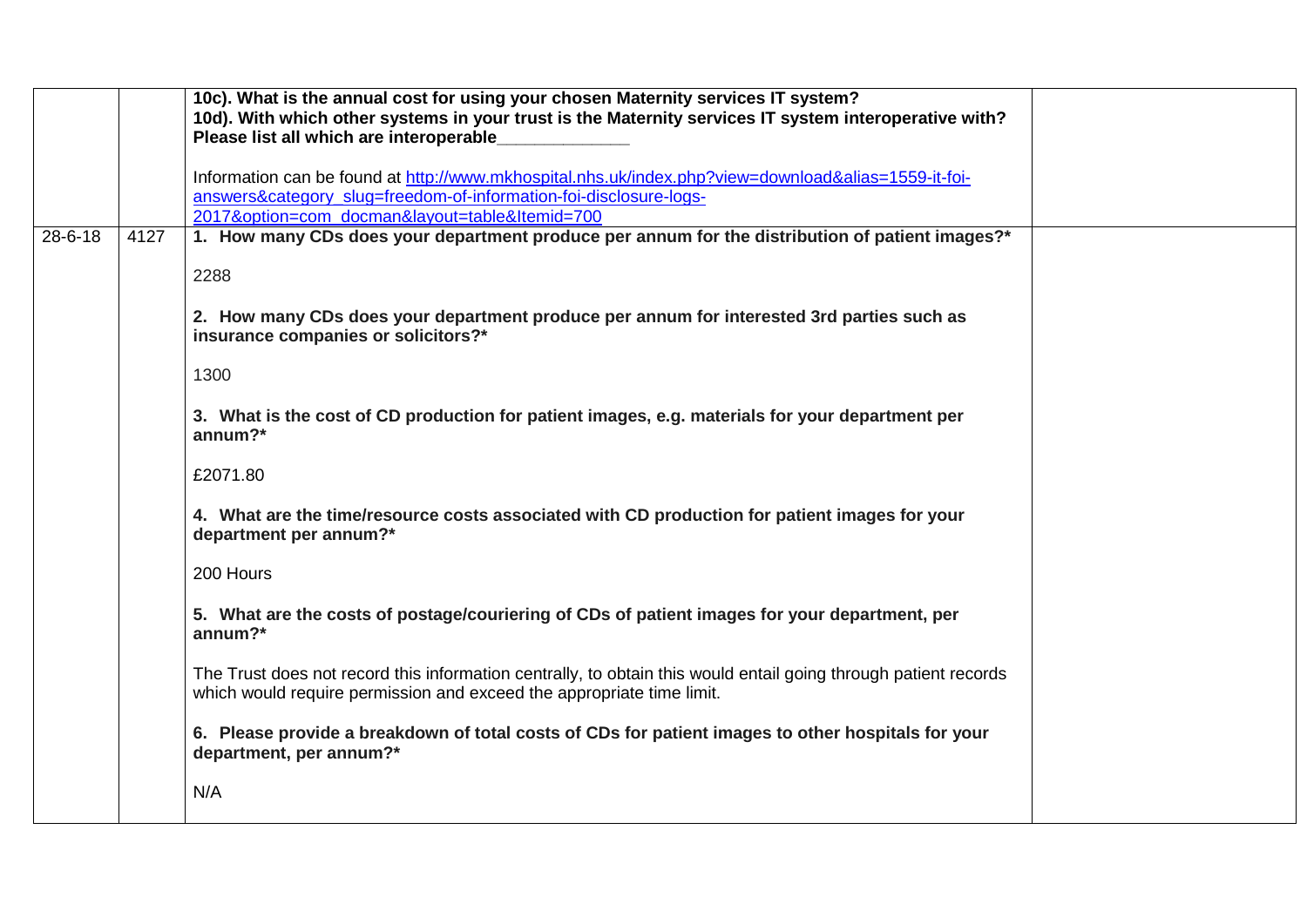| | | | |
|---|---|---|---|
| | | **10c). What is the annual cost for using your chosen Maternity services IT system?**<br>**10d). With which other systems in your trust is the Maternity services IT system interoperative with? Please list all which are interoperable_____________**<br><br>Information can be found at http://www.mkhospital.nhs.uk/index.php?view=download&alias=1559-it-foi-answers&category_slug=freedom-of-information-foi-disclosure-logs-2017&option=com_docman&layout=table&Itemid=700 | |
| 28-6-18 | 4127 | **1. How many CDs does your department produce per annum for the distribution of patient images?***<br><br>2288<br><br>**2. How many CDs does your department produce per annum for interested 3rd parties such as insurance companies or solicitors?***<br><br>1300<br><br>**3. What is the cost of CD production for patient images, e.g. materials for your department per annum?***<br><br>£2071.80<br><br>**4. What are the time/resource costs associated with CD production for patient images for your department per annum?***<br><br>200 Hours<br><br>**5. What are the costs of postage/couriering of CDs of patient images for your department, per annum?***<br><br>The Trust does not record this information centrally, to obtain this would entail going through patient records which would require permission and exceed the appropriate time limit.<br><br>**6. Please provide a breakdown of total costs of CDs for patient images to other hospitals for your department, per annum?***<br><br>N/A | |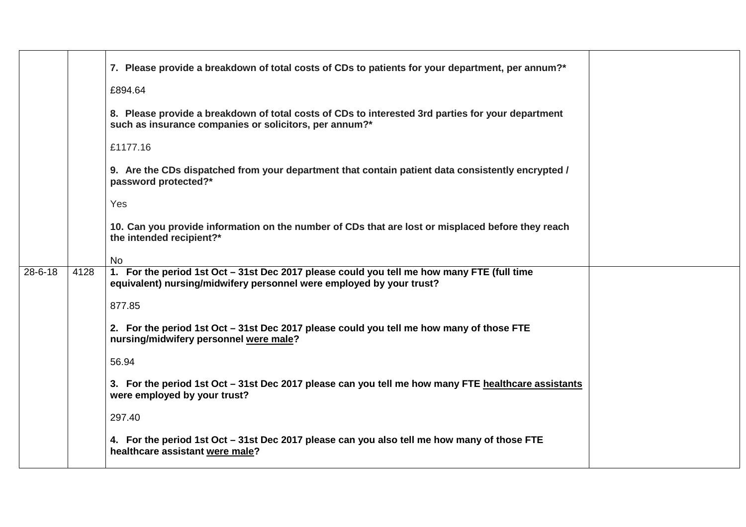|  |  |  |  |
|---|---|---|---|
|  |  | **7. Please provide a breakdown of total costs of CDs to patients for your department, per annum?***<br><br>£894.64<br><br>**8. Please provide a breakdown of total costs of CDs to interested 3rd parties for your department such as insurance companies or solicitors, per annum?***<br><br>£1177.16<br><br>**9. Are the CDs dispatched from your department that contain patient data consistently encrypted / password protected?***<br><br>Yes<br><br>**10. Can you provide information on the number of CDs that are lost or misplaced before they reach the intended recipient?***<br><br>No |  |
| 28-6-18 | 4128 | **1. For the period 1st Oct – 31st Dec 2017 please could you tell me how many FTE (full time equivalent) nursing/midwifery personnel were employed by your trust?**<br><br>877.85<br><br>**2. For the period 1st Oct – 31st Dec 2017 please could you tell me how many of those FTE nursing/midwifery personnel <u>were male</u>?**<br><br>56.94<br><br>**3. For the period 1st Oct – 31st Dec 2017 please can you tell me how many FTE <u>healthcare assistants</u> were employed by your trust?**<br><br>297.40<br><br>**4. For the period 1st Oct – 31st Dec 2017 please can you also tell me how many of those FTE healthcare assistant <u>were male</u>?** |  |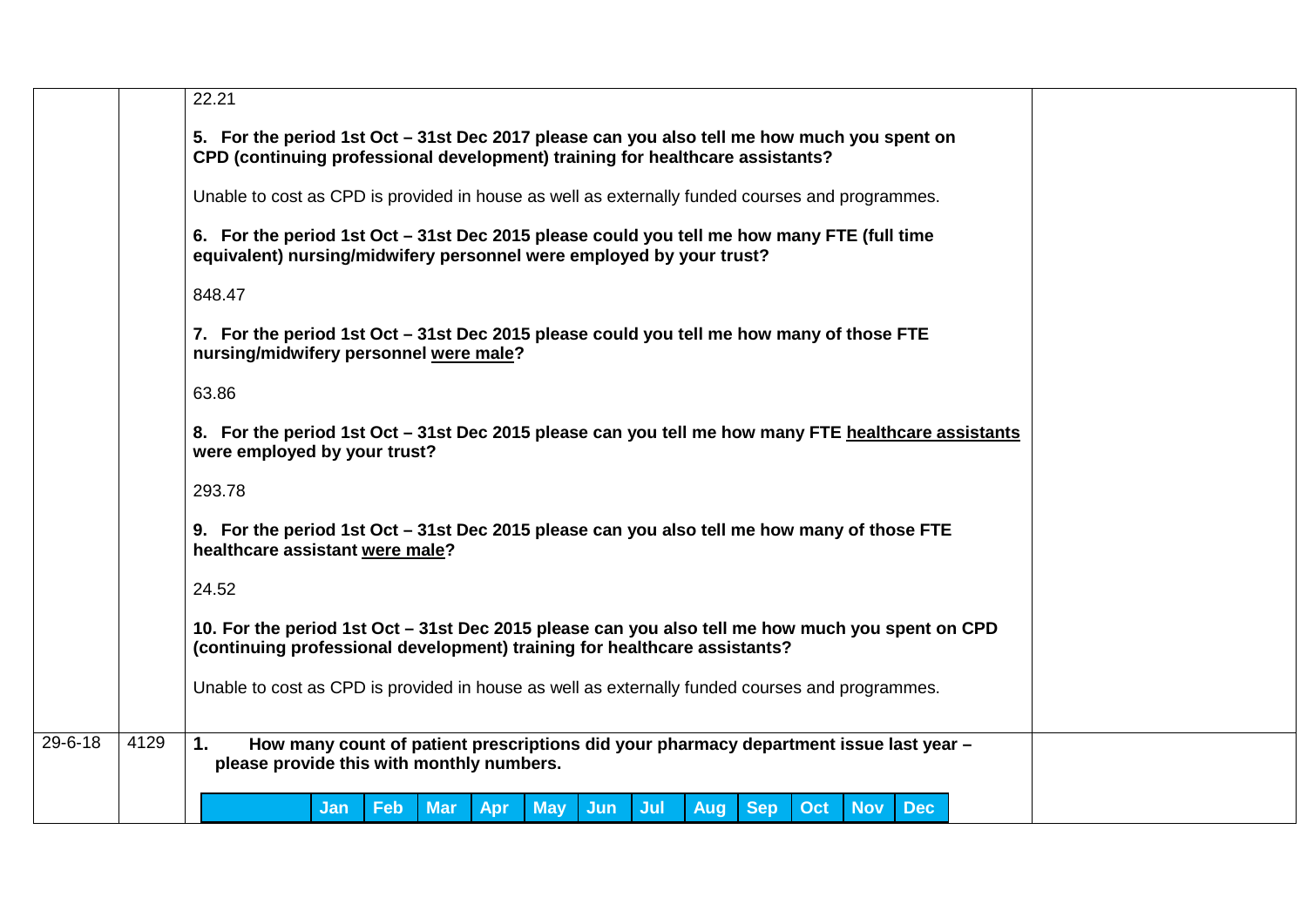| | | | |
|---|---|---|---|
| | | 22.21<br><br>**5. For the period 1st Oct – 31st Dec 2017 please can you also tell me how much you spent on CPD (continuing professional development) training for healthcare assistants?**<br><br>Unable to cost as CPD is provided in house as well as externally funded courses and programmes.<br><br>**6. For the period 1st Oct – 31st Dec 2015 please could you tell me how many FTE (full time equivalent) nursing/midwifery personnel were employed by your trust?**<br><br>848.47<br><br>**7. For the period 1st Oct – 31st Dec 2015 please could you tell me how many of those FTE nursing/midwifery personnel <u>were male</u>?**<br><br>63.86<br><br>**8. For the period 1st Oct – 31st Dec 2015 please can you tell me how many FTE <u>healthcare assistants</u> were employed by your trust?**<br><br>293.78<br><br>**9. For the period 1st Oct – 31st Dec 2015 please can you also tell me how many of those FTE healthcare assistant <u>were male</u>?**<br><br>24.52<br><br>**10. For the period 1st Oct – 31st Dec 2015 please can you also tell me how much you spent on CPD (continuing professional development) training for healthcare assistants?**<br><br>Unable to cost as CPD is provided in house as well as externally funded courses and programmes. | |
| 29-6-18 | 4129 | **1. How many count of patient prescriptions did your pharmacy department issue last year – please provide this with monthly numbers.**<br><br>\| \| Jan \| Feb \| Mar \| Apr \| May \| Jun \| Jul \| Aug \| Sep \| Oct \| Nov \| Dec \| | |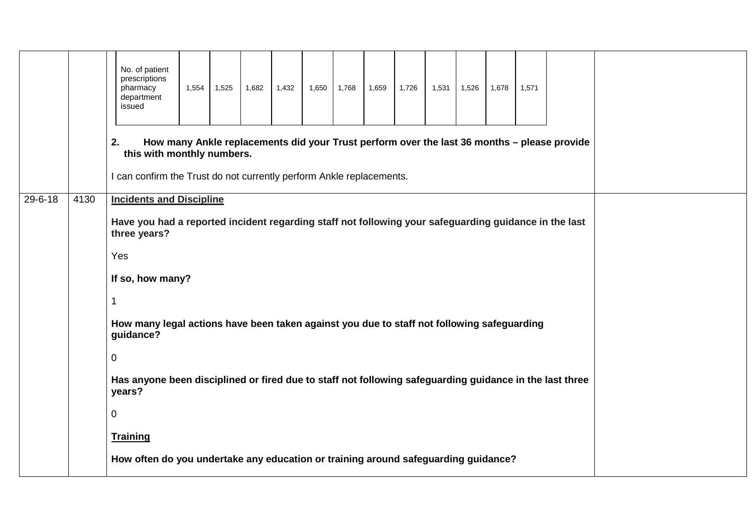| No. of patient prescriptions pharmacy department issued | 1,554 | 1,525 | 1,682 | 1,432 | 1,650 | 1,768 | 1,659 | 1,726 | 1,531 | 1,526 | 1,678 | 1,571 |
|---|---|---|---|---|---|---|---|---|---|---|---|---|

**2. How many Ankle replacements did your Trust perform over the last 36 months – please provide this with monthly numbers.**

I can confirm the Trust do not currently perform Ankle replacements.

| | | | |
|---|---|---|---|
| 29-6-18 | 4130 | **Incidents and Discipline**<br><br>**Have you had a reported incident regarding staff not following your safeguarding guidance in the last three years?**<br><br>Yes<br><br>**If so, how many?**<br><br>1<br><br>**How many legal actions have been taken against you due to staff not following safeguarding guidance?**<br><br>0<br><br>**Has anyone been disciplined or fired due to staff not following safeguarding guidance in the last three years?**<br><br>0<br><br>**Training**<br><br>**How often do you undertake any education or training around safeguarding guidance?** | |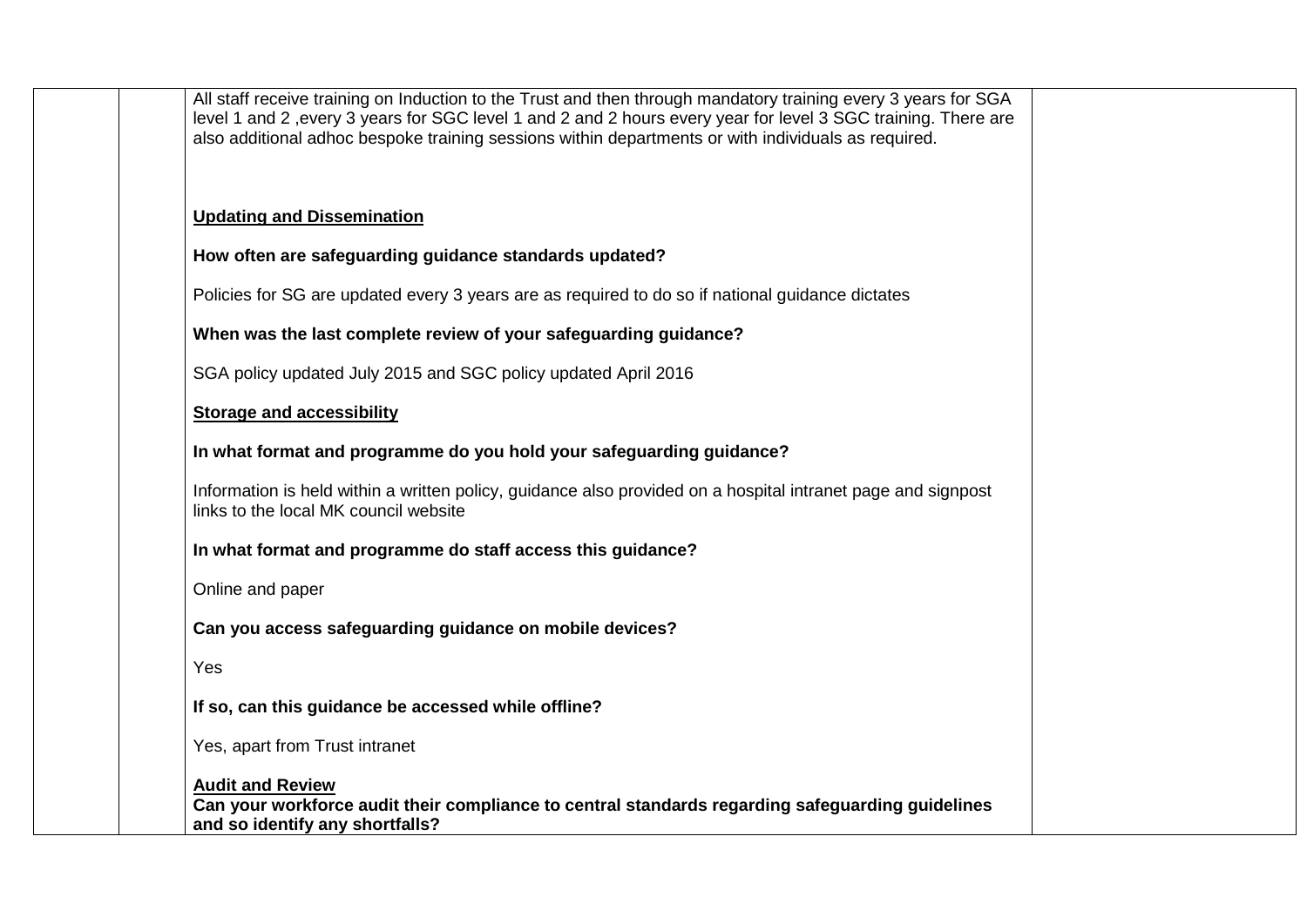All staff receive training on Induction to the Trust and then through mandatory training every 3 years for SGA level 1 and 2 ,every 3 years for SGC level 1 and 2 and 2 hours every year for level 3 SGC training. There are also additional adhoc bespoke training sessions within departments or with individuals as required.

**Updating and Dissemination**

**How often are safeguarding guidance standards updated?**

Policies for SG are updated every 3 years are as required to do so if national guidance dictates

**When was the last complete review of your safeguarding guidance?**

SGA policy updated July 2015 and SGC policy updated April 2016

**Storage and accessibility**

**In what format and programme do you hold your safeguarding guidance?**

Information is held within a written policy, guidance also provided on a hospital intranet page and signpost links to the local MK council website

**In what format and programme do staff access this guidance?**

Online and paper

**Can you access safeguarding guidance on mobile devices?**

Yes

**If so, can this guidance be accessed while offline?**

Yes, apart from Trust intranet

**Audit and Review**

**Can your workforce audit their compliance to central standards regarding safeguarding guidelines and so identify any shortfalls?**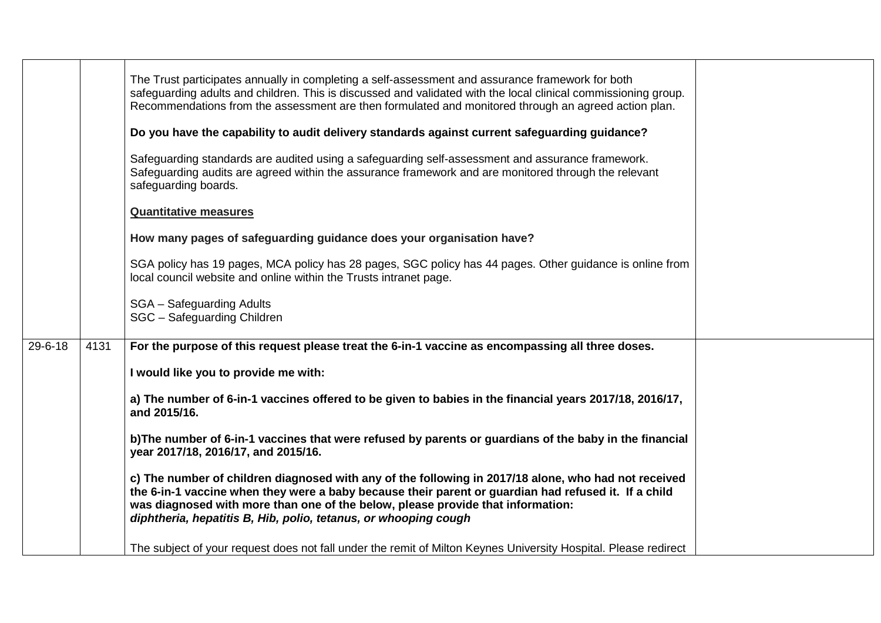| | | | |
|---|---|---|---|
| | | The Trust participates annually in completing a self-assessment and assurance framework for both safeguarding adults and children. This is discussed and validated with the local clinical commissioning group. Recommendations from the assessment are then formulated and monitored through an agreed action plan.<br><br>**Do you have the capability to audit delivery standards against current safeguarding guidance?**<br><br>Safeguarding standards are audited using a safeguarding self-assessment and assurance framework. Safeguarding audits are agreed within the assurance framework and are monitored through the relevant safeguarding boards.<br><br>**<u>Quantitative measures</u>**<br><br>**How many pages of safeguarding guidance does your organisation have?**<br><br>SGA policy has 19 pages, MCA policy has 28 pages, SGC policy has 44 pages. Other guidance is online from local council website and online within the Trusts intranet page.<br><br>SGA – Safeguarding Adults<br>SGC – Safeguarding Children | |
| 29-6-18 | 4131 | **For the purpose of this request please treat the 6-in-1 vaccine as encompassing all three doses.**<br><br>**I would like you to provide me with:**<br><br>**a) The number of 6-in-1 vaccines offered to be given to babies in the financial years 2017/18, 2016/17, and 2015/16.**<br><br>**b)The number of 6-in-1 vaccines that were refused by parents or guardians of the baby in the financial year 2017/18, 2016/17, and 2015/16.**<br><br>**c) The number of children diagnosed with any of the following in 2017/18 alone, who had not received the 6-in-1 vaccine when they were a baby because their parent or guardian had refused it. If a child was diagnosed with more than one of the below, please provide that information:**<br>***diphtheria, hepatitis B, Hib, polio, tetanus, or whooping cough***<br><br>The subject of your request does not fall under the remit of Milton Keynes University Hospital. Please redirect | |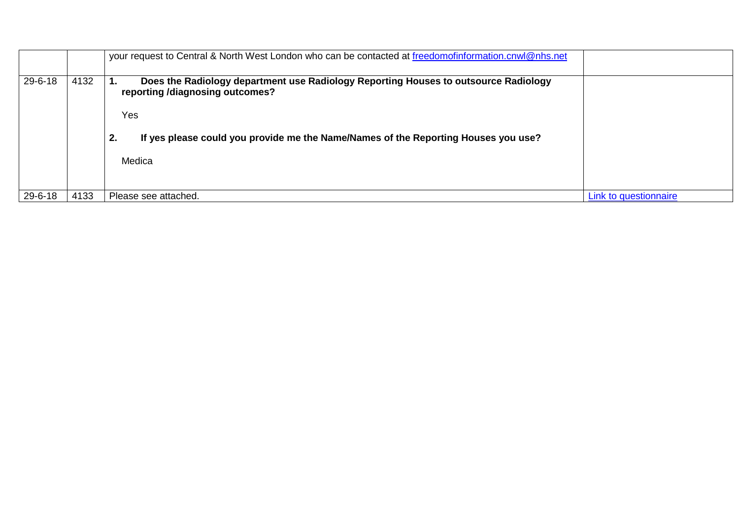| | | | |
|---|---|---|---|
| | | your request to Central & North West London who can be contacted at freedomofinformation.cnwl@nhs.net | |
| 29-6-18 | 4132 | **1. Does the Radiology department use Radiology Reporting Houses to outsource Radiology reporting /diagnosing outcomes?**<br><br>Yes<br><br>**2. If yes please could you provide me the Name/Names of the Reporting Houses you use?**<br><br>Medica | |
| 29-6-18 | 4133 | Please see attached. | Link to questionnaire |